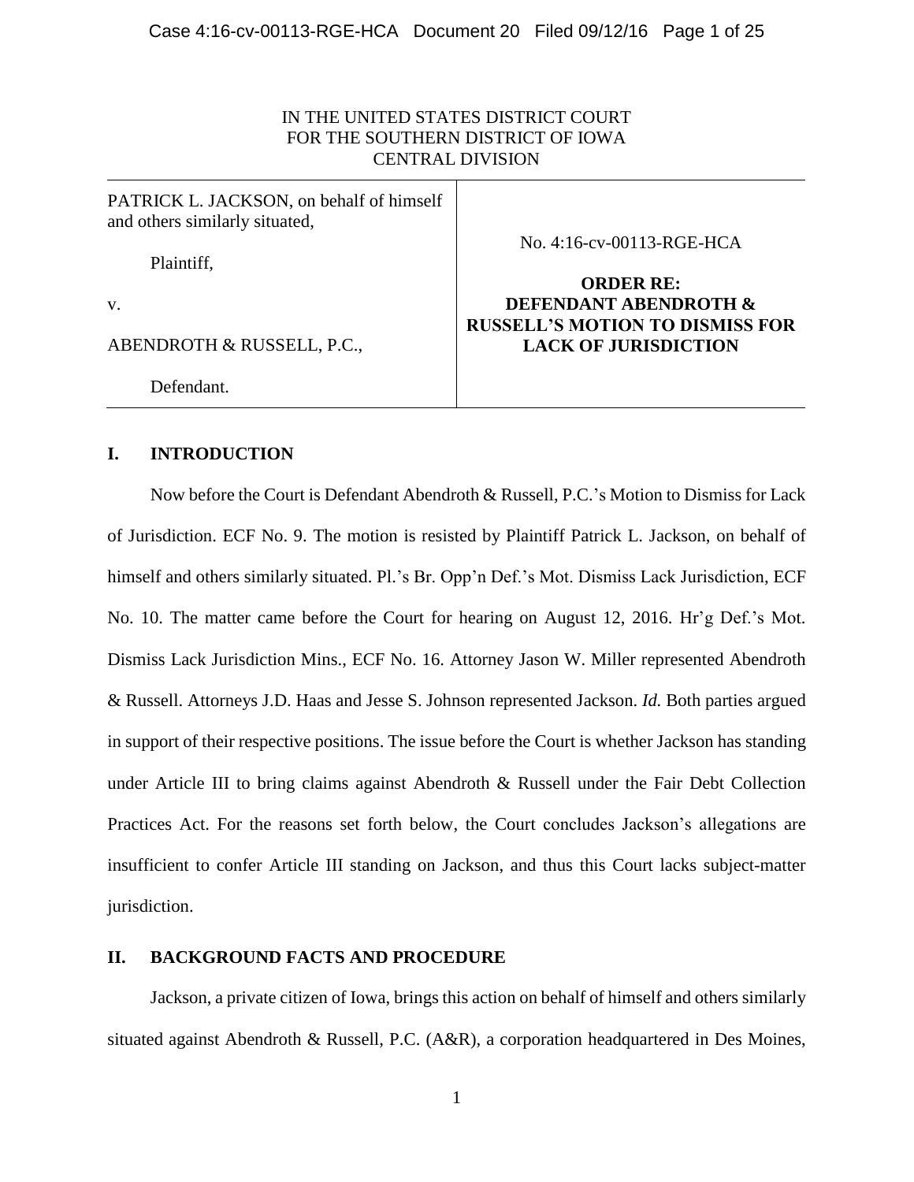IN THE UNITED STATES DISTRICT COURT
FOR THE SOUTHERN DISTRICT OF IOWA
CENTRAL DIVISION

| | |
|---|---|
| PATRICK L. JACKSON, on behalf of himself and others similarly situated,<br><br>Plaintiff,<br><br>v.<br><br>ABENDROTH & RUSSELL, P.C.,<br><br>Defendant. | No. 4:16-cv-00113-RGE-HCA<br><br>**ORDER RE: DEFENDANT ABENDROTH & RUSSELL'S MOTION TO DISMISS FOR LACK OF JURISDICTION** |

## I. INTRODUCTION

Now before the Court is Defendant Abendroth & Russell, P.C.'s Motion to Dismiss for Lack of Jurisdiction. ECF No. 9. The motion is resisted by Plaintiff Patrick L. Jackson, on behalf of himself and others similarly situated. Pl.'s Br. Opp'n Def.'s Mot. Dismiss Lack Jurisdiction, ECF No. 10. The matter came before the Court for hearing on August 12, 2016. Hr'g Def.'s Mot. Dismiss Lack Jurisdiction Mins., ECF No. 16. Attorney Jason W. Miller represented Abendroth & Russell. Attorneys J.D. Haas and Jesse S. Johnson represented Jackson. *Id.* Both parties argued in support of their respective positions. The issue before the Court is whether Jackson has standing under Article III to bring claims against Abendroth & Russell under the Fair Debt Collection Practices Act. For the reasons set forth below, the Court concludes Jackson's allegations are insufficient to confer Article III standing on Jackson, and thus this Court lacks subject-matter jurisdiction.

## II. BACKGROUND FACTS AND PROCEDURE

Jackson, a private citizen of Iowa, brings this action on behalf of himself and others similarly situated against Abendroth & Russell, P.C. (A&R), a corporation headquartered in Des Moines,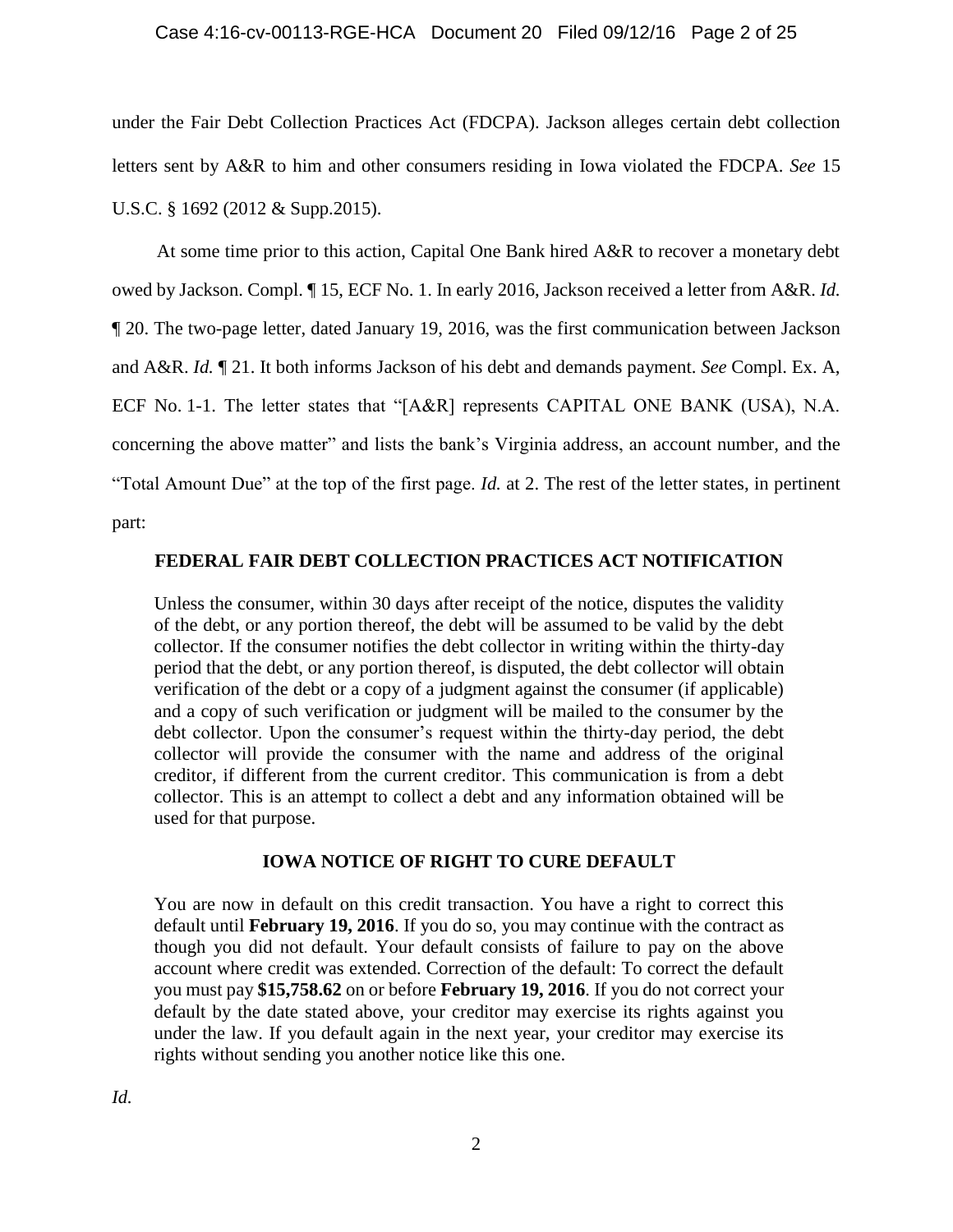under the Fair Debt Collection Practices Act (FDCPA). Jackson alleges certain debt collection letters sent by A&R to him and other consumers residing in Iowa violated the FDCPA. *See* 15 U.S.C. § 1692 (2012 & Supp.2015).

At some time prior to this action, Capital One Bank hired A&R to recover a monetary debt owed by Jackson. Compl. ¶ 15, ECF No. 1. In early 2016, Jackson received a letter from A&R. *Id.* ¶ 20. The two-page letter, dated January 19, 2016, was the first communication between Jackson and A&R. *Id.* ¶ 21. It both informs Jackson of his debt and demands payment. *See* Compl. Ex. A, ECF No. 1-1. The letter states that "[A&R] represents CAPITAL ONE BANK (USA), N.A. concerning the above matter" and lists the bank's Virginia address, an account number, and the "Total Amount Due" at the top of the first page. *Id.* at 2. The rest of the letter states, in pertinent part:

> **FEDERAL FAIR DEBT COLLECTION PRACTICES ACT NOTIFICATION**
>
> Unless the consumer, within 30 days after receipt of the notice, disputes the validity of the debt, or any portion thereof, the debt will be assumed to be valid by the debt collector. If the consumer notifies the debt collector in writing within the thirty-day period that the debt, or any portion thereof, is disputed, the debt collector will obtain verification of the debt or a copy of a judgment against the consumer (if applicable) and a copy of such verification or judgment will be mailed to the consumer by the debt collector. Upon the consumer's request within the thirty-day period, the debt collector will provide the consumer with the name and address of the original creditor, if different from the current creditor. This communication is from a debt collector. This is an attempt to collect a debt and any information obtained will be used for that purpose.
>
> **IOWA NOTICE OF RIGHT TO CURE DEFAULT**
>
> You are now in default on this credit transaction. You have a right to correct this default until **February 19, 2016**. If you do so, you may continue with the contract as though you did not default. Your default consists of failure to pay on the above account where credit was extended. Correction of the default: To correct the default you must pay **$15,758.62** on or before **February 19, 2016**. If you do not correct your default by the date stated above, your creditor may exercise its rights against you under the law. If you default again in the next year, your creditor may exercise its rights without sending you another notice like this one.

*Id.*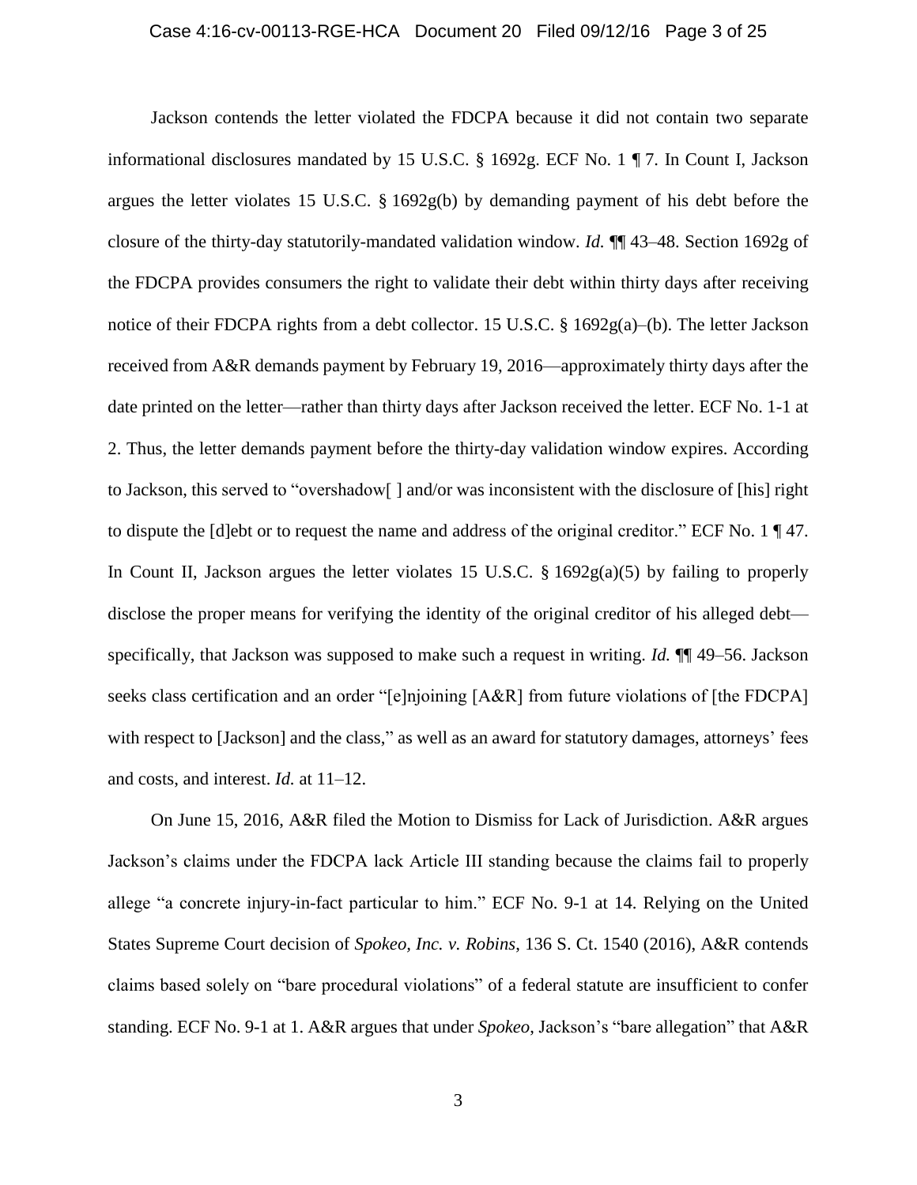Jackson contends the letter violated the FDCPA because it did not contain two separate informational disclosures mandated by 15 U.S.C. § 1692g. ECF No. 1 ¶ 7. In Count I, Jackson argues the letter violates 15 U.S.C. § 1692g(b) by demanding payment of his debt before the closure of the thirty-day statutorily-mandated validation window. *Id.* ¶¶ 43–48. Section 1692g of the FDCPA provides consumers the right to validate their debt within thirty days after receiving notice of their FDCPA rights from a debt collector. 15 U.S.C. § 1692g(a)–(b). The letter Jackson received from A&R demands payment by February 19, 2016—approximately thirty days after the date printed on the letter—rather than thirty days after Jackson received the letter. ECF No. 1-1 at 2. Thus, the letter demands payment before the thirty-day validation window expires. According to Jackson, this served to "overshadow[ ] and/or was inconsistent with the disclosure of [his] right to dispute the [d]ebt or to request the name and address of the original creditor." ECF No. 1 ¶ 47. In Count II, Jackson argues the letter violates 15 U.S.C. § 1692g(a)(5) by failing to properly disclose the proper means for verifying the identity of the original creditor of his alleged debt—specifically, that Jackson was supposed to make such a request in writing. *Id.* ¶¶ 49–56. Jackson seeks class certification and an order "[e]njoining [A&R] from future violations of [the FDCPA] with respect to [Jackson] and the class," as well as an award for statutory damages, attorneys' fees and costs, and interest. *Id.* at 11–12.

On June 15, 2016, A&R filed the Motion to Dismiss for Lack of Jurisdiction. A&R argues Jackson's claims under the FDCPA lack Article III standing because the claims fail to properly allege "a concrete injury-in-fact particular to him." ECF No. 9-1 at 14. Relying on the United States Supreme Court decision of *Spokeo, Inc. v. Robins*, 136 S. Ct. 1540 (2016), A&R contends claims based solely on "bare procedural violations" of a federal statute are insufficient to confer standing. ECF No. 9-1 at 1. A&R argues that under *Spokeo*, Jackson's "bare allegation" that A&R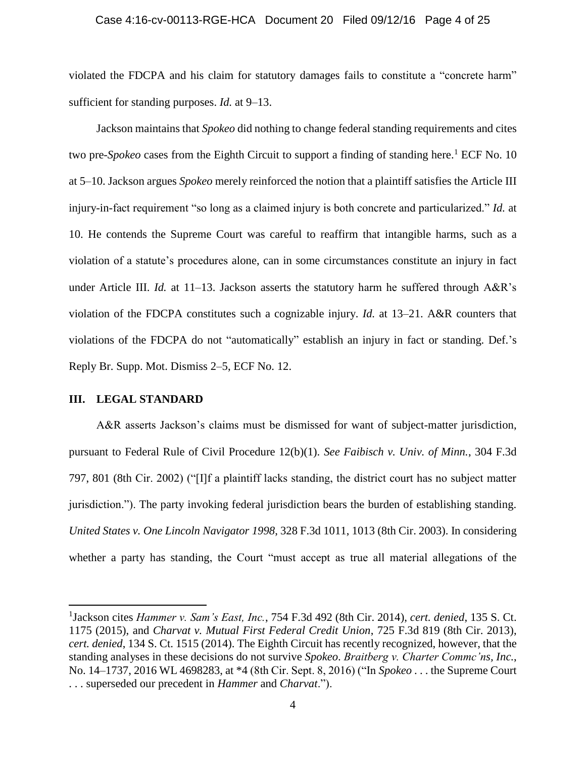violated the FDCPA and his claim for statutory damages fails to constitute a "concrete harm" sufficient for standing purposes. *Id.* at 9–13.

Jackson maintains that *Spokeo* did nothing to change federal standing requirements and cites two pre-*Spokeo* cases from the Eighth Circuit to support a finding of standing here.[1] ECF No. 10 at 5–10. Jackson argues *Spokeo* merely reinforced the notion that a plaintiff satisfies the Article III injury-in-fact requirement "so long as a claimed injury is both concrete and particularized." *Id.* at 10. He contends the Supreme Court was careful to reaffirm that intangible harms, such as a violation of a statute's procedures alone, can in some circumstances constitute an injury in fact under Article III. *Id.* at 11–13. Jackson asserts the statutory harm he suffered through A&R's violation of the FDCPA constitutes such a cognizable injury. *Id.* at 13–21. A&R counters that violations of the FDCPA do not "automatically" establish an injury in fact or standing. Def.'s Reply Br. Supp. Mot. Dismiss 2–5, ECF No. 12.

## III. LEGAL STANDARD

A&R asserts Jackson's claims must be dismissed for want of subject-matter jurisdiction, pursuant to Federal Rule of Civil Procedure 12(b)(1). *See Faibisch v. Univ. of Minn.*, 304 F.3d 797, 801 (8th Cir. 2002) ("[I]f a plaintiff lacks standing, the district court has no subject matter jurisdiction."). The party invoking federal jurisdiction bears the burden of establishing standing. *United States v. One Lincoln Navigator 1998*, 328 F.3d 1011, 1013 (8th Cir. 2003). In considering whether a party has standing, the Court "must accept as true all material allegations of the

---

[1] Jackson cites *Hammer v. Sam's East, Inc.*, 754 F.3d 492 (8th Cir. 2014), *cert. denied*, 135 S. Ct. 1175 (2015), and *Charvat v. Mutual First Federal Credit Union*, 725 F.3d 819 (8th Cir. 2013), *cert. denied*, 134 S. Ct. 1515 (2014). The Eighth Circuit has recently recognized, however, that the standing analyses in these decisions do not survive *Spokeo*. *Braitberg v. Charter Commc'ns, Inc.*, No. 14–1737, 2016 WL 4698283, at *4 (8th Cir. Sept. 8, 2016) ("In *Spokeo* . . . the Supreme Court . . . superseded our precedent in *Hammer* and *Charvat*.").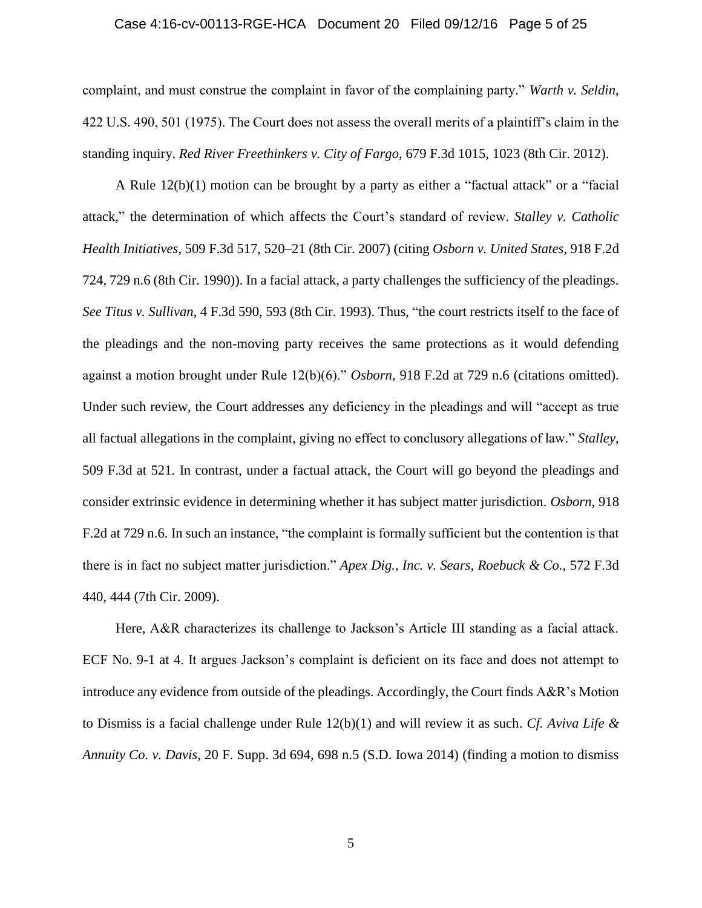complaint, and must construe the complaint in favor of the complaining party." *Warth v. Seldin*, 422 U.S. 490, 501 (1975). The Court does not assess the overall merits of a plaintiff's claim in the standing inquiry. *Red River Freethinkers v. City of Fargo*, 679 F.3d 1015, 1023 (8th Cir. 2012).

A Rule 12(b)(1) motion can be brought by a party as either a "factual attack" or a "facial attack," the determination of which affects the Court's standard of review. *Stalley v. Catholic Health Initiatives*, 509 F.3d 517, 520–21 (8th Cir. 2007) (citing *Osborn v. United States*, 918 F.2d 724, 729 n.6 (8th Cir. 1990)). In a facial attack, a party challenges the sufficiency of the pleadings. *See Titus v. Sullivan*, 4 F.3d 590, 593 (8th Cir. 1993). Thus, "the court restricts itself to the face of the pleadings and the non-moving party receives the same protections as it would defending against a motion brought under Rule 12(b)(6)." *Osborn*, 918 F.2d at 729 n.6 (citations omitted). Under such review, the Court addresses any deficiency in the pleadings and will "accept as true all factual allegations in the complaint, giving no effect to conclusory allegations of law." *Stalley*, 509 F.3d at 521. In contrast, under a factual attack, the Court will go beyond the pleadings and consider extrinsic evidence in determining whether it has subject matter jurisdiction. *Osborn*, 918 F.2d at 729 n.6. In such an instance, "the complaint is formally sufficient but the contention is that there is in fact no subject matter jurisdiction." *Apex Dig., Inc. v. Sears, Roebuck & Co.*, 572 F.3d 440, 444 (7th Cir. 2009).

Here, A&R characterizes its challenge to Jackson's Article III standing as a facial attack. ECF No. 9-1 at 4. It argues Jackson's complaint is deficient on its face and does not attempt to introduce any evidence from outside of the pleadings. Accordingly, the Court finds A&R's Motion to Dismiss is a facial challenge under Rule 12(b)(1) and will review it as such. *Cf. Aviva Life & Annuity Co. v. Davis*, 20 F. Supp. 3d 694, 698 n.5 (S.D. Iowa 2014) (finding a motion to dismiss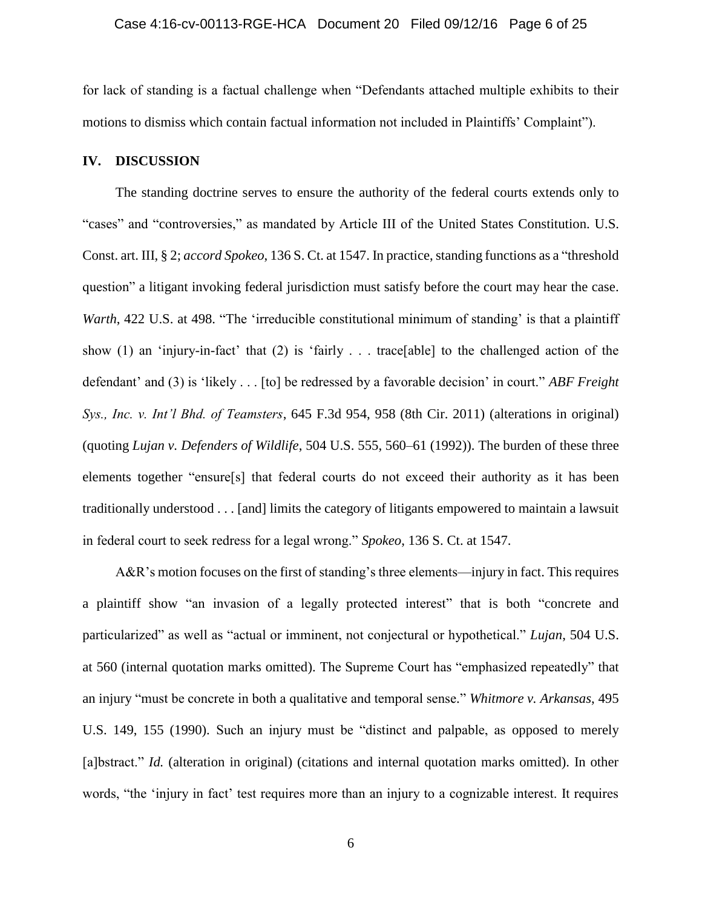for lack of standing is a factual challenge when "Defendants attached multiple exhibits to their motions to dismiss which contain factual information not included in Plaintiffs' Complaint").

## IV. DISCUSSION

The standing doctrine serves to ensure the authority of the federal courts extends only to "cases" and "controversies," as mandated by Article III of the United States Constitution. U.S. Const. art. III, § 2; *accord Spokeo*, 136 S. Ct. at 1547. In practice, standing functions as a "threshold question" a litigant invoking federal jurisdiction must satisfy before the court may hear the case. *Warth*, 422 U.S. at 498. "The 'irreducible constitutional minimum of standing' is that a plaintiff show (1) an 'injury-in-fact' that (2) is 'fairly . . . trace[able] to the challenged action of the defendant' and (3) is 'likely . . . [to] be redressed by a favorable decision' in court." *ABF Freight Sys., Inc. v. Int'l Bhd. of Teamsters*, 645 F.3d 954, 958 (8th Cir. 2011) (alterations in original) (quoting *Lujan v. Defenders of Wildlife*, 504 U.S. 555, 560–61 (1992)). The burden of these three elements together "ensure[s] that federal courts do not exceed their authority as it has been traditionally understood . . . [and] limits the category of litigants empowered to maintain a lawsuit in federal court to seek redress for a legal wrong." *Spokeo*, 136 S. Ct. at 1547.

A&R's motion focuses on the first of standing's three elements—injury in fact. This requires a plaintiff show "an invasion of a legally protected interest" that is both "concrete and particularized" as well as "actual or imminent, not conjectural or hypothetical." *Lujan*, 504 U.S. at 560 (internal quotation marks omitted). The Supreme Court has "emphasized repeatedly" that an injury "must be concrete in both a qualitative and temporal sense." *Whitmore v. Arkansas*, 495 U.S. 149, 155 (1990). Such an injury must be "distinct and palpable, as opposed to merely [a]bstract." *Id.* (alteration in original) (citations and internal quotation marks omitted). In other words, "the 'injury in fact' test requires more than an injury to a cognizable interest. It requires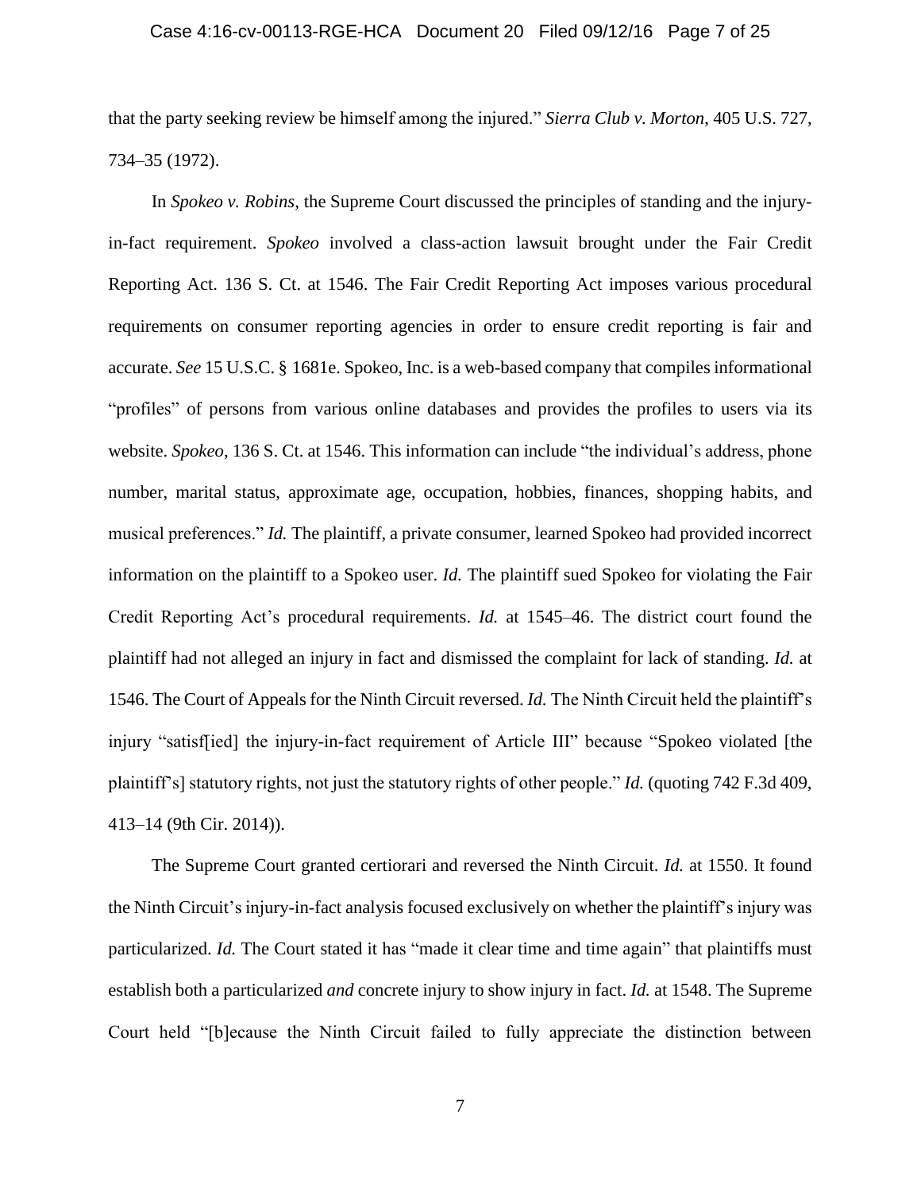that the party seeking review be himself among the injured." *Sierra Club v. Morton*, 405 U.S. 727, 734–35 (1972).

In *Spokeo v. Robins*, the Supreme Court discussed the principles of standing and the injury-in-fact requirement. *Spokeo* involved a class-action lawsuit brought under the Fair Credit Reporting Act. 136 S. Ct. at 1546. The Fair Credit Reporting Act imposes various procedural requirements on consumer reporting agencies in order to ensure credit reporting is fair and accurate. *See* 15 U.S.C. § 1681e. Spokeo, Inc. is a web-based company that compiles informational "profiles" of persons from various online databases and provides the profiles to users via its website. *Spokeo*, 136 S. Ct. at 1546. This information can include "the individual's address, phone number, marital status, approximate age, occupation, hobbies, finances, shopping habits, and musical preferences." *Id.* The plaintiff, a private consumer, learned Spokeo had provided incorrect information on the plaintiff to a Spokeo user. *Id.* The plaintiff sued Spokeo for violating the Fair Credit Reporting Act's procedural requirements. *Id.* at 1545–46. The district court found the plaintiff had not alleged an injury in fact and dismissed the complaint for lack of standing. *Id.* at 1546. The Court of Appeals for the Ninth Circuit reversed. *Id.* The Ninth Circuit held the plaintiff's injury "satisf[ied] the injury-in-fact requirement of Article III" because "Spokeo violated [the plaintiff's] statutory rights, not just the statutory rights of other people." *Id.* (quoting 742 F.3d 409, 413–14 (9th Cir. 2014)).

The Supreme Court granted certiorari and reversed the Ninth Circuit. *Id.* at 1550. It found the Ninth Circuit's injury-in-fact analysis focused exclusively on whether the plaintiff's injury was particularized. *Id.* The Court stated it has "made it clear time and time again" that plaintiffs must establish both a particularized *and* concrete injury to show injury in fact. *Id.* at 1548. The Supreme Court held "[b]ecause the Ninth Circuit failed to fully appreciate the distinction between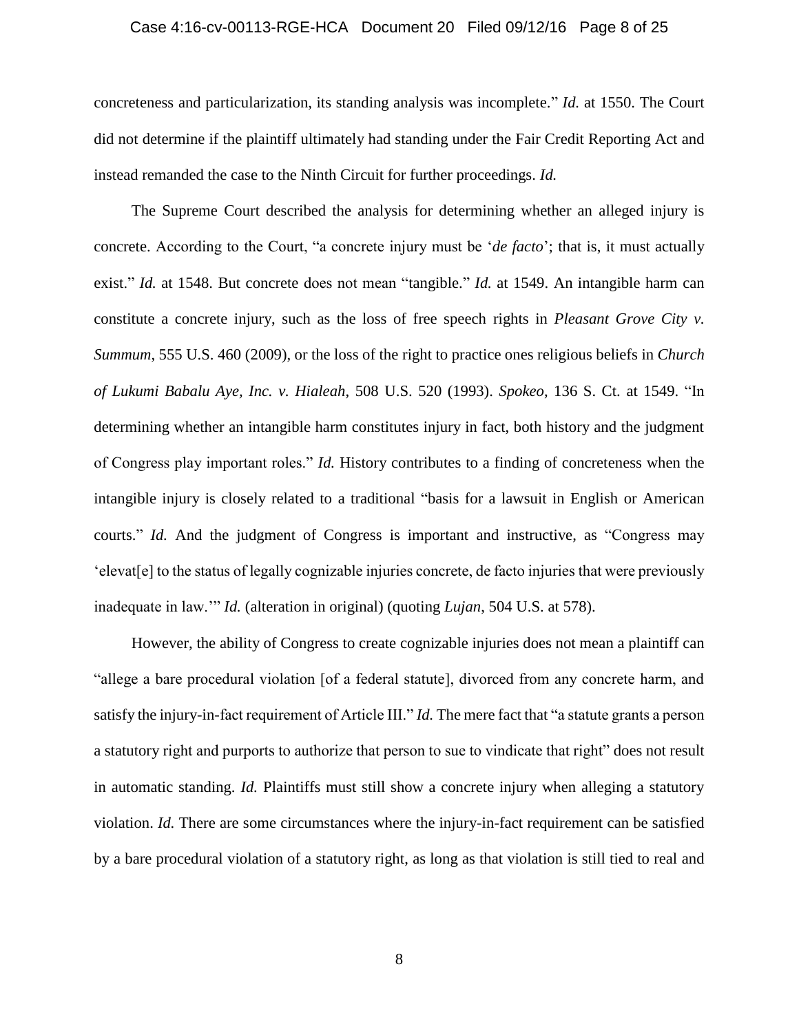concreteness and particularization, its standing analysis was incomplete." *Id.* at 1550. The Court did not determine if the plaintiff ultimately had standing under the Fair Credit Reporting Act and instead remanded the case to the Ninth Circuit for further proceedings. *Id.*

The Supreme Court described the analysis for determining whether an alleged injury is concrete. According to the Court, "a concrete injury must be '*de facto*'; that is, it must actually exist." *Id.* at 1548. But concrete does not mean "tangible." *Id.* at 1549. An intangible harm can constitute a concrete injury, such as the loss of free speech rights in *Pleasant Grove City v. Summum*, 555 U.S. 460 (2009), or the loss of the right to practice ones religious beliefs in *Church of Lukumi Babalu Aye, Inc. v. Hialeah*, 508 U.S. 520 (1993). *Spokeo*, 136 S. Ct. at 1549. "In determining whether an intangible harm constitutes injury in fact, both history and the judgment of Congress play important roles." *Id.* History contributes to a finding of concreteness when the intangible injury is closely related to a traditional "basis for a lawsuit in English or American courts." *Id.* And the judgment of Congress is important and instructive, as "Congress may 'elevat[e] to the status of legally cognizable injuries concrete, de facto injuries that were previously inadequate in law.'" *Id.* (alteration in original) (quoting *Lujan*, 504 U.S. at 578).

However, the ability of Congress to create cognizable injuries does not mean a plaintiff can "allege a bare procedural violation [of a federal statute], divorced from any concrete harm, and satisfy the injury-in-fact requirement of Article III." *Id.* The mere fact that "a statute grants a person a statutory right and purports to authorize that person to sue to vindicate that right" does not result in automatic standing. *Id.* Plaintiffs must still show a concrete injury when alleging a statutory violation. *Id.* There are some circumstances where the injury-in-fact requirement can be satisfied by a bare procedural violation of a statutory right, as long as that violation is still tied to real and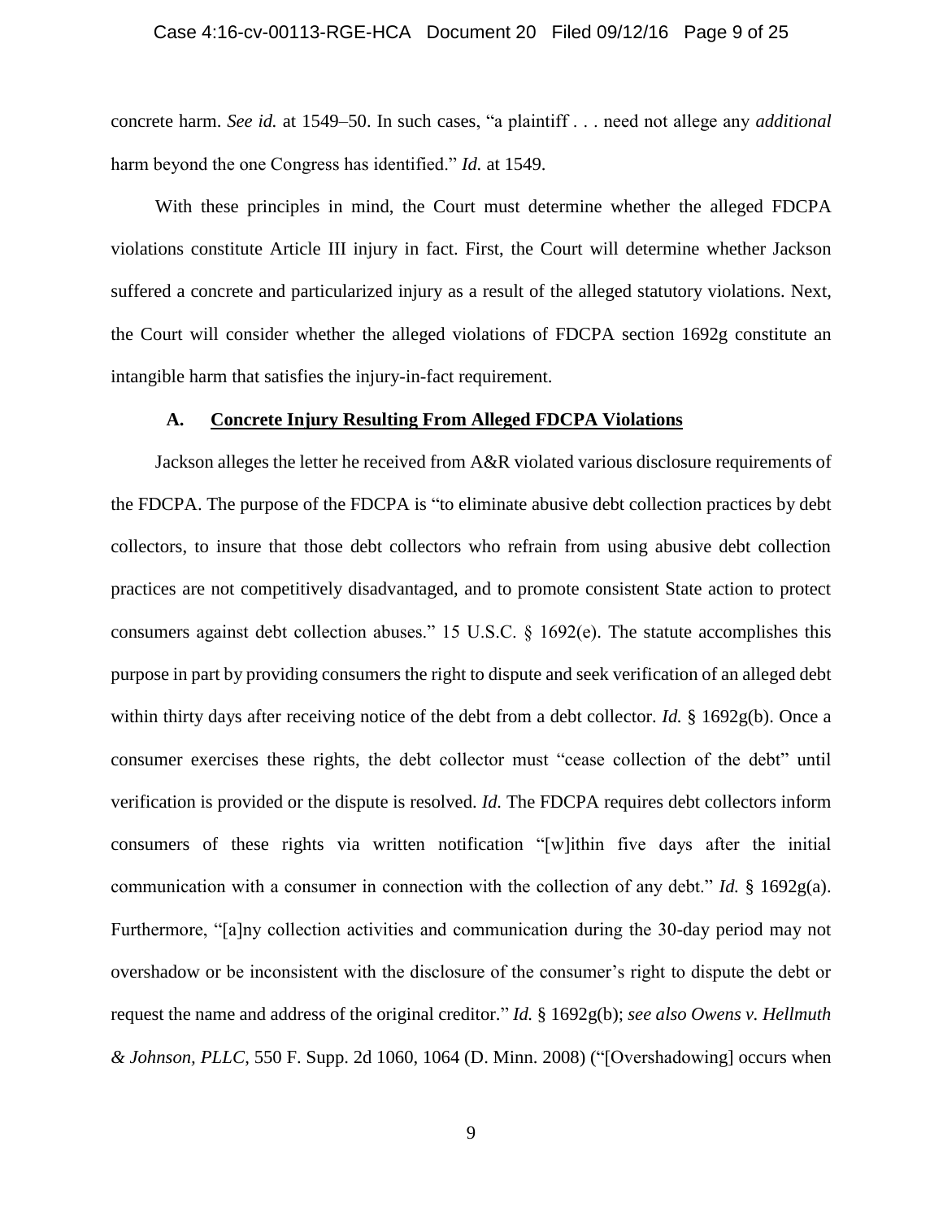concrete harm. *See id.* at 1549–50. In such cases, "a plaintiff . . . need not allege any *additional* harm beyond the one Congress has identified." *Id.* at 1549.

With these principles in mind, the Court must determine whether the alleged FDCPA violations constitute Article III injury in fact. First, the Court will determine whether Jackson suffered a concrete and particularized injury as a result of the alleged statutory violations. Next, the Court will consider whether the alleged violations of FDCPA section 1692g constitute an intangible harm that satisfies the injury-in-fact requirement.

### A. Concrete Injury Resulting From Alleged FDCPA Violations

Jackson alleges the letter he received from A&R violated various disclosure requirements of the FDCPA. The purpose of the FDCPA is "to eliminate abusive debt collection practices by debt collectors, to insure that those debt collectors who refrain from using abusive debt collection practices are not competitively disadvantaged, and to promote consistent State action to protect consumers against debt collection abuses." 15 U.S.C. § 1692(e). The statute accomplishes this purpose in part by providing consumers the right to dispute and seek verification of an alleged debt within thirty days after receiving notice of the debt from a debt collector. *Id.* § 1692g(b). Once a consumer exercises these rights, the debt collector must "cease collection of the debt" until verification is provided or the dispute is resolved. *Id.* The FDCPA requires debt collectors inform consumers of these rights via written notification "[w]ithin five days after the initial communication with a consumer in connection with the collection of any debt." *Id.* § 1692g(a). Furthermore, "[a]ny collection activities and communication during the 30-day period may not overshadow or be inconsistent with the disclosure of the consumer's right to dispute the debt or request the name and address of the original creditor." *Id.* § 1692g(b); *see also Owens v. Hellmuth & Johnson, PLLC*, 550 F. Supp. 2d 1060, 1064 (D. Minn. 2008) ("[Overshadowing] occurs when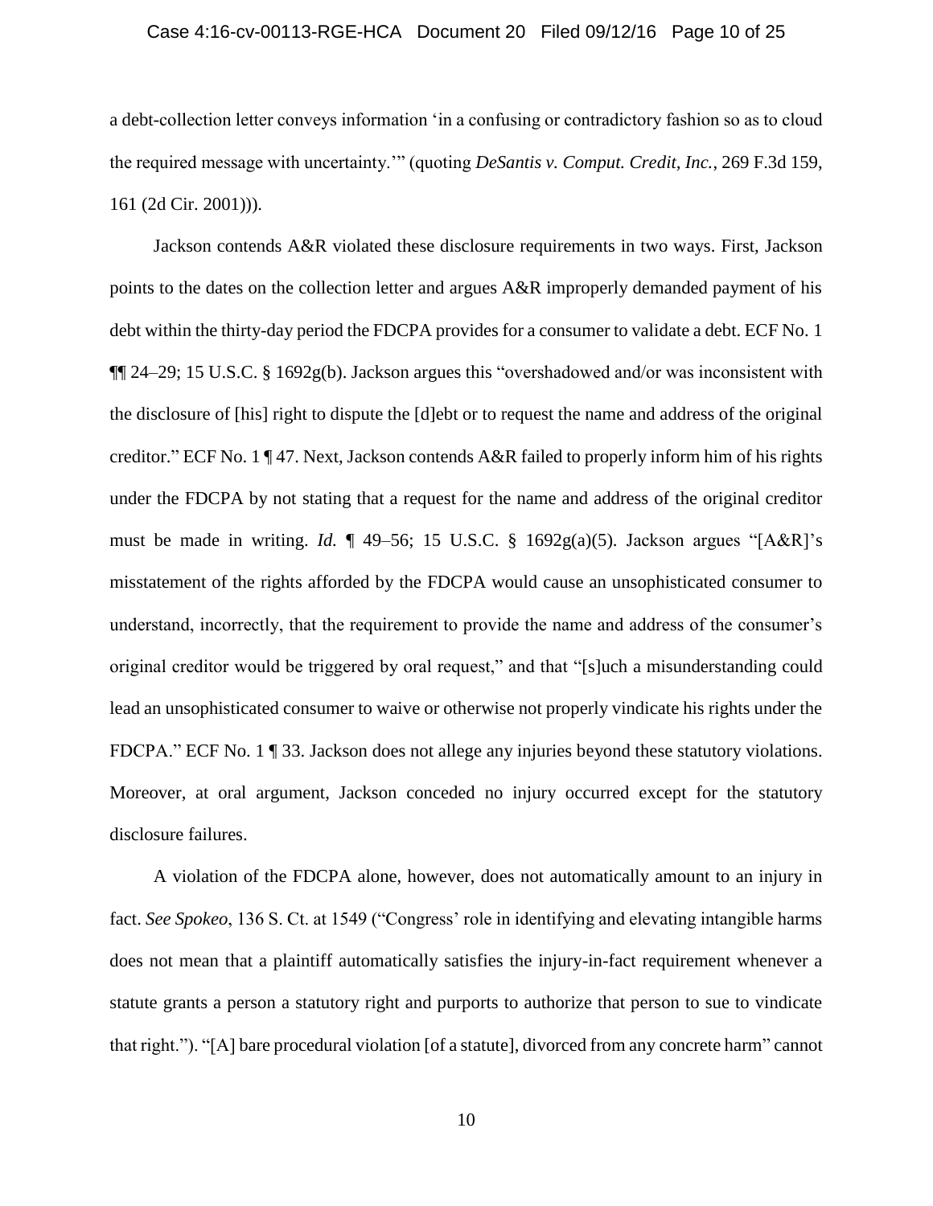a debt-collection letter conveys information 'in a confusing or contradictory fashion so as to cloud the required message with uncertainty.'" (quoting *DeSantis v. Comput. Credit, Inc.*, 269 F.3d 159, 161 (2d Cir. 2001))).

Jackson contends A&R violated these disclosure requirements in two ways. First, Jackson points to the dates on the collection letter and argues A&R improperly demanded payment of his debt within the thirty-day period the FDCPA provides for a consumer to validate a debt. ECF No. 1 ¶¶ 24–29; 15 U.S.C. § 1692g(b). Jackson argues this "overshadowed and/or was inconsistent with the disclosure of [his] right to dispute the [d]ebt or to request the name and address of the original creditor." ECF No. 1 ¶ 47. Next, Jackson contends A&R failed to properly inform him of his rights under the FDCPA by not stating that a request for the name and address of the original creditor must be made in writing. *Id.* ¶ 49–56; 15 U.S.C. § 1692g(a)(5). Jackson argues "[A&R]'s misstatement of the rights afforded by the FDCPA would cause an unsophisticated consumer to understand, incorrectly, that the requirement to provide the name and address of the consumer's original creditor would be triggered by oral request," and that "[s]uch a misunderstanding could lead an unsophisticated consumer to waive or otherwise not properly vindicate his rights under the FDCPA." ECF No. 1 ¶ 33. Jackson does not allege any injuries beyond these statutory violations. Moreover, at oral argument, Jackson conceded no injury occurred except for the statutory disclosure failures.

A violation of the FDCPA alone, however, does not automatically amount to an injury in fact. *See Spokeo*, 136 S. Ct. at 1549 ("Congress' role in identifying and elevating intangible harms does not mean that a plaintiff automatically satisfies the injury-in-fact requirement whenever a statute grants a person a statutory right and purports to authorize that person to sue to vindicate that right."). "[A] bare procedural violation [of a statute], divorced from any concrete harm" cannot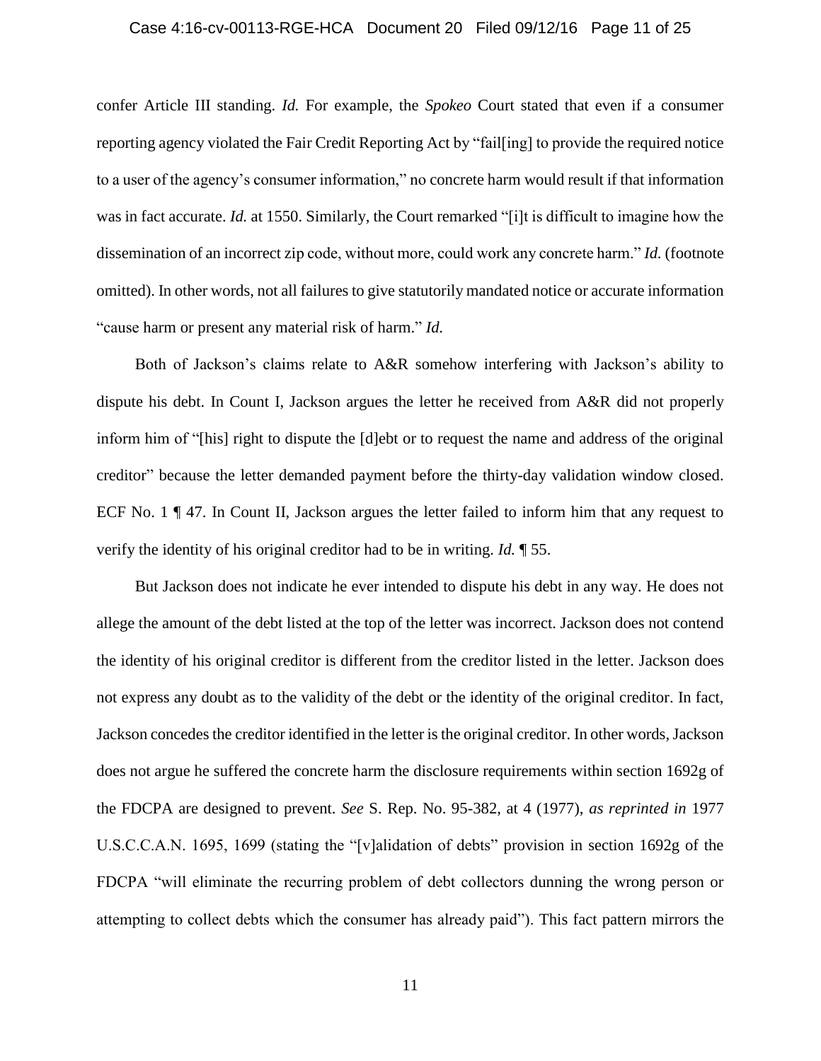confer Article III standing. *Id.* For example, the *Spokeo* Court stated that even if a consumer reporting agency violated the Fair Credit Reporting Act by "fail[ing] to provide the required notice to a user of the agency's consumer information," no concrete harm would result if that information was in fact accurate. *Id.* at 1550. Similarly, the Court remarked "[i]t is difficult to imagine how the dissemination of an incorrect zip code, without more, could work any concrete harm." *Id.* (footnote omitted). In other words, not all failures to give statutorily mandated notice or accurate information "cause harm or present any material risk of harm." *Id.*

Both of Jackson's claims relate to A&R somehow interfering with Jackson's ability to dispute his debt. In Count I, Jackson argues the letter he received from A&R did not properly inform him of "[his] right to dispute the [d]ebt or to request the name and address of the original creditor" because the letter demanded payment before the thirty-day validation window closed. ECF No. 1 ¶ 47. In Count II, Jackson argues the letter failed to inform him that any request to verify the identity of his original creditor had to be in writing. *Id.* ¶ 55.

But Jackson does not indicate he ever intended to dispute his debt in any way. He does not allege the amount of the debt listed at the top of the letter was incorrect. Jackson does not contend the identity of his original creditor is different from the creditor listed in the letter. Jackson does not express any doubt as to the validity of the debt or the identity of the original creditor. In fact, Jackson concedes the creditor identified in the letter is the original creditor. In other words, Jackson does not argue he suffered the concrete harm the disclosure requirements within section 1692g of the FDCPA are designed to prevent. *See* S. Rep. No. 95-382, at 4 (1977), *as reprinted in* 1977 U.S.C.C.A.N. 1695, 1699 (stating the "[v]alidation of debts" provision in section 1692g of the FDCPA "will eliminate the recurring problem of debt collectors dunning the wrong person or attempting to collect debts which the consumer has already paid"). This fact pattern mirrors the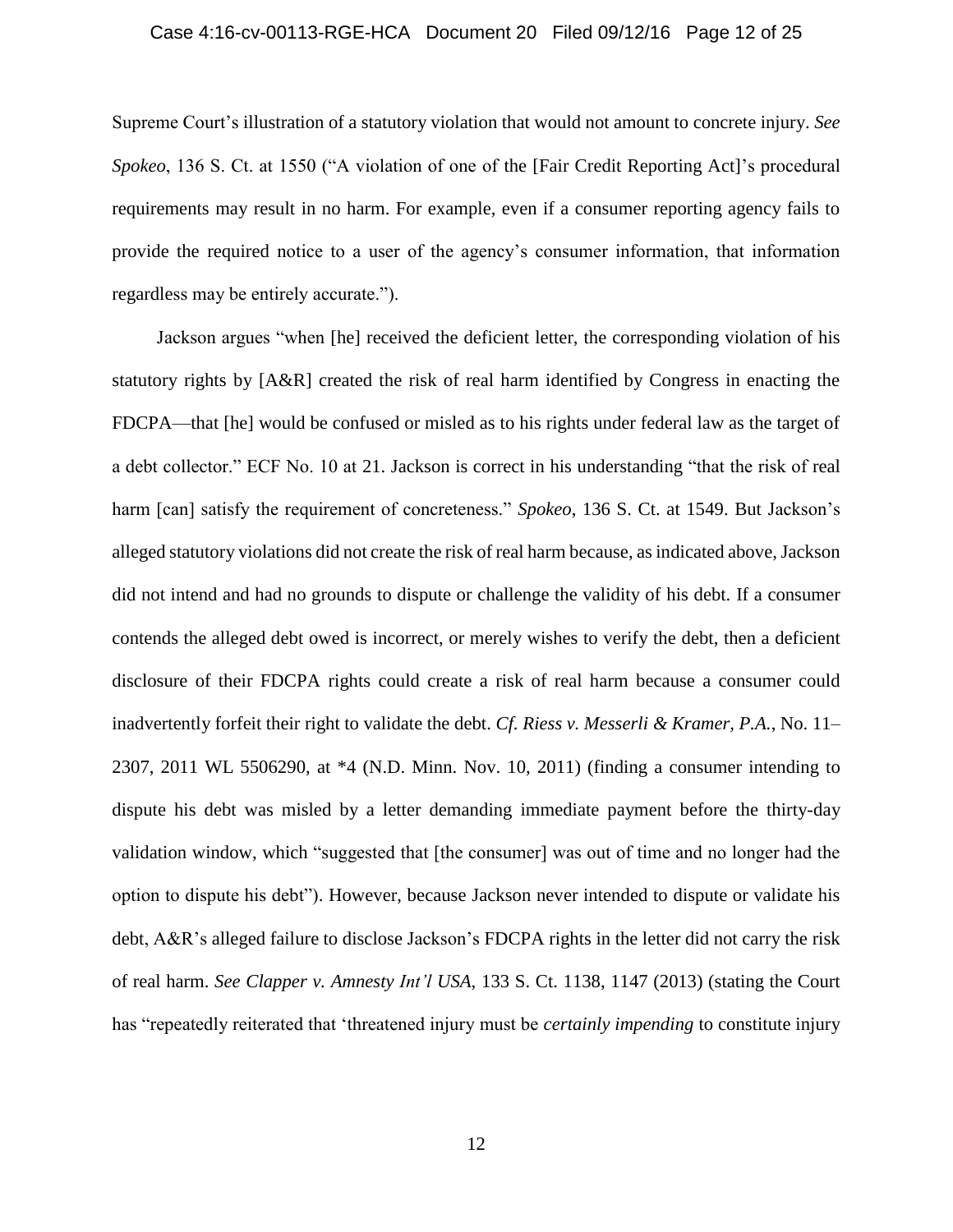Supreme Court's illustration of a statutory violation that would not amount to concrete injury. *See Spokeo*, 136 S. Ct. at 1550 ("A violation of one of the [Fair Credit Reporting Act]'s procedural requirements may result in no harm. For example, even if a consumer reporting agency fails to provide the required notice to a user of the agency's consumer information, that information regardless may be entirely accurate.").

Jackson argues "when [he] received the deficient letter, the corresponding violation of his statutory rights by [A&R] created the risk of real harm identified by Congress in enacting the FDCPA—that [he] would be confused or misled as to his rights under federal law as the target of a debt collector." ECF No. 10 at 21. Jackson is correct in his understanding "that the risk of real harm [can] satisfy the requirement of concreteness." *Spokeo*, 136 S. Ct. at 1549. But Jackson's alleged statutory violations did not create the risk of real harm because, as indicated above, Jackson did not intend and had no grounds to dispute or challenge the validity of his debt. If a consumer contends the alleged debt owed is incorrect, or merely wishes to verify the debt, then a deficient disclosure of their FDCPA rights could create a risk of real harm because a consumer could inadvertently forfeit their right to validate the debt. *Cf. Riess v. Messerli & Kramer, P.A.*, No. 11–2307, 2011 WL 5506290, at *4 (N.D. Minn. Nov. 10, 2011) (finding a consumer intending to dispute his debt was misled by a letter demanding immediate payment before the thirty-day validation window, which "suggested that [the consumer] was out of time and no longer had the option to dispute his debt"). However, because Jackson never intended to dispute or validate his debt, A&R's alleged failure to disclose Jackson's FDCPA rights in the letter did not carry the risk of real harm. *See Clapper v. Amnesty Int'l USA*, 133 S. Ct. 1138, 1147 (2013) (stating the Court has "repeatedly reiterated that 'threatened injury must be *certainly impending* to constitute injury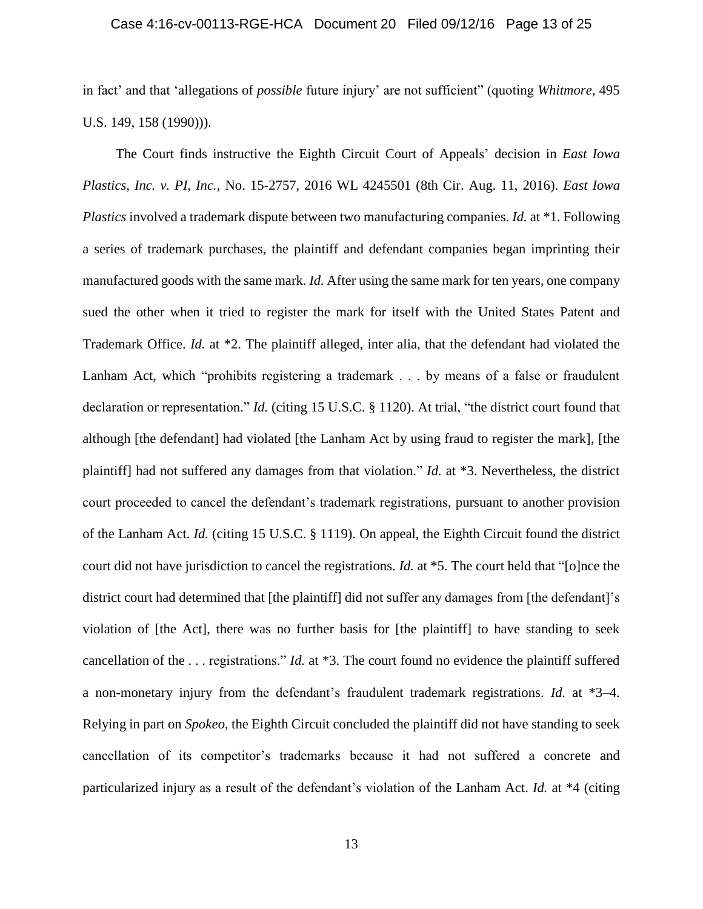in fact' and that 'allegations of *possible* future injury' are not sufficient" (quoting *Whitmore*, 495 U.S. 149, 158 (1990))).

The Court finds instructive the Eighth Circuit Court of Appeals' decision in *East Iowa Plastics, Inc. v. PI, Inc.*, No. 15-2757, 2016 WL 4245501 (8th Cir. Aug. 11, 2016). *East Iowa Plastics* involved a trademark dispute between two manufacturing companies. *Id.* at *1. Following a series of trademark purchases, the plaintiff and defendant companies began imprinting their manufactured goods with the same mark. *Id.* After using the same mark for ten years, one company sued the other when it tried to register the mark for itself with the United States Patent and Trademark Office. *Id.* at *2. The plaintiff alleged, inter alia, that the defendant had violated the Lanham Act, which "prohibits registering a trademark . . . by means of a false or fraudulent declaration or representation." *Id.* (citing 15 U.S.C. § 1120). At trial, "the district court found that although [the defendant] had violated [the Lanham Act by using fraud to register the mark], [the plaintiff] had not suffered any damages from that violation." *Id.* at *3. Nevertheless, the district court proceeded to cancel the defendant's trademark registrations, pursuant to another provision of the Lanham Act. *Id.* (citing 15 U.S.C. § 1119). On appeal, the Eighth Circuit found the district court did not have jurisdiction to cancel the registrations. *Id.* at *5. The court held that "[o]nce the district court had determined that [the plaintiff] did not suffer any damages from [the defendant]'s violation of [the Act], there was no further basis for [the plaintiff] to have standing to seek cancellation of the . . . registrations." *Id.* at *3. The court found no evidence the plaintiff suffered a non-monetary injury from the defendant's fraudulent trademark registrations. *Id.* at *3–4. Relying in part on *Spokeo*, the Eighth Circuit concluded the plaintiff did not have standing to seek cancellation of its competitor's trademarks because it had not suffered a concrete and particularized injury as a result of the defendant's violation of the Lanham Act. *Id.* at *4 (citing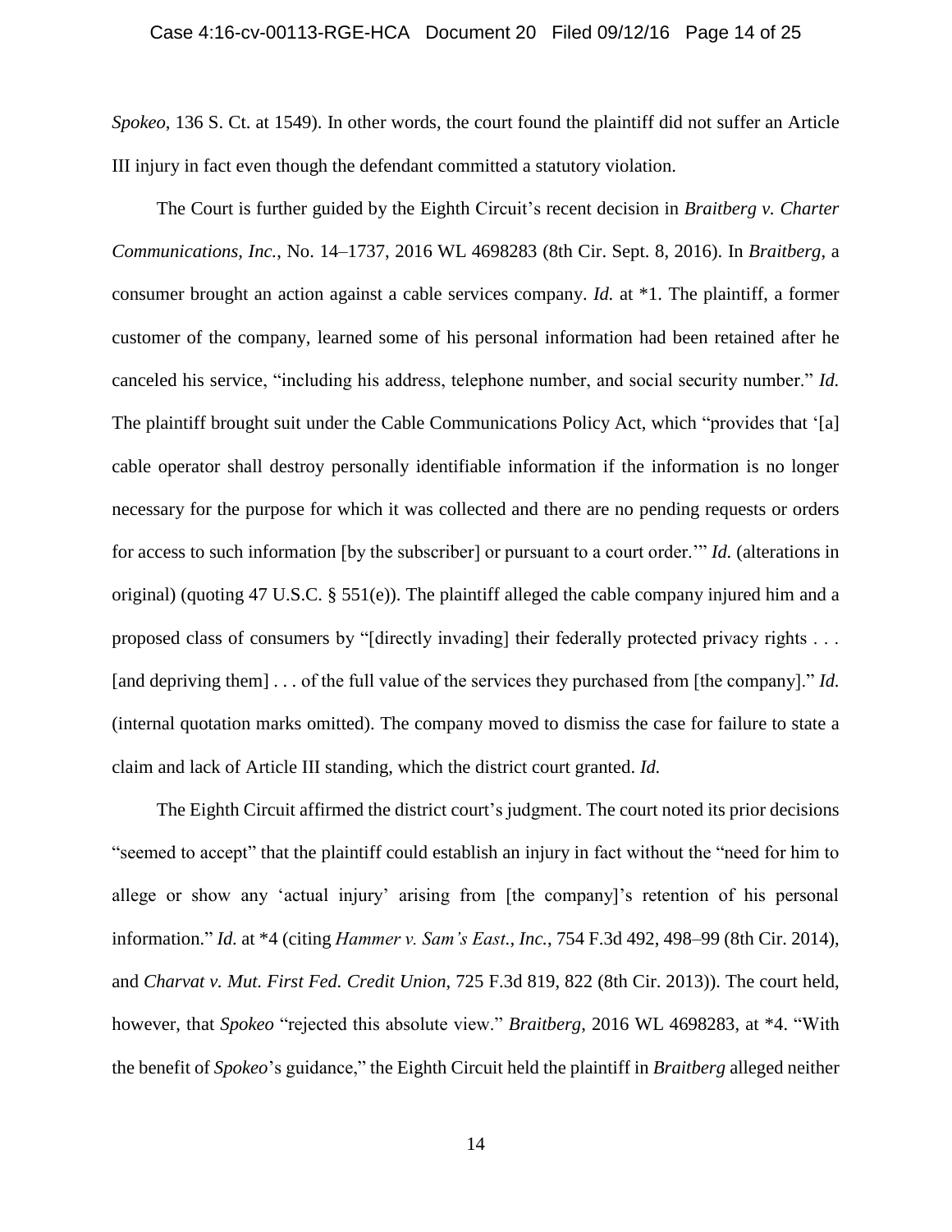*Spokeo*, 136 S. Ct. at 1549). In other words, the court found the plaintiff did not suffer an Article III injury in fact even though the defendant committed a statutory violation.

The Court is further guided by the Eighth Circuit's recent decision in *Braitberg v. Charter Communications, Inc.*, No. 14–1737, 2016 WL 4698283 (8th Cir. Sept. 8, 2016). In *Braitberg*, a consumer brought an action against a cable services company. *Id.* at *1. The plaintiff, a former customer of the company, learned some of his personal information had been retained after he canceled his service, "including his address, telephone number, and social security number." *Id.* The plaintiff brought suit under the Cable Communications Policy Act, which "provides that '[a] cable operator shall destroy personally identifiable information if the information is no longer necessary for the purpose for which it was collected and there are no pending requests or orders for access to such information [by the subscriber] or pursuant to a court order.'" *Id.* (alterations in original) (quoting 47 U.S.C. § 551(e)). The plaintiff alleged the cable company injured him and a proposed class of consumers by "[directly invading] their federally protected privacy rights . . . [and depriving them] . . . of the full value of the services they purchased from [the company]." *Id.* (internal quotation marks omitted). The company moved to dismiss the case for failure to state a claim and lack of Article III standing, which the district court granted. *Id.*

The Eighth Circuit affirmed the district court's judgment. The court noted its prior decisions "seemed to accept" that the plaintiff could establish an injury in fact without the "need for him to allege or show any 'actual injury' arising from [the company]'s retention of his personal information." *Id.* at *4 (citing *Hammer v. Sam's East., Inc.*, 754 F.3d 492, 498–99 (8th Cir. 2014), and *Charvat v. Mut. First Fed. Credit Union*, 725 F.3d 819, 822 (8th Cir. 2013)). The court held, however, that *Spokeo* "rejected this absolute view." *Braitberg*, 2016 WL 4698283, at *4. "With the benefit of *Spokeo*'s guidance," the Eighth Circuit held the plaintiff in *Braitberg* alleged neither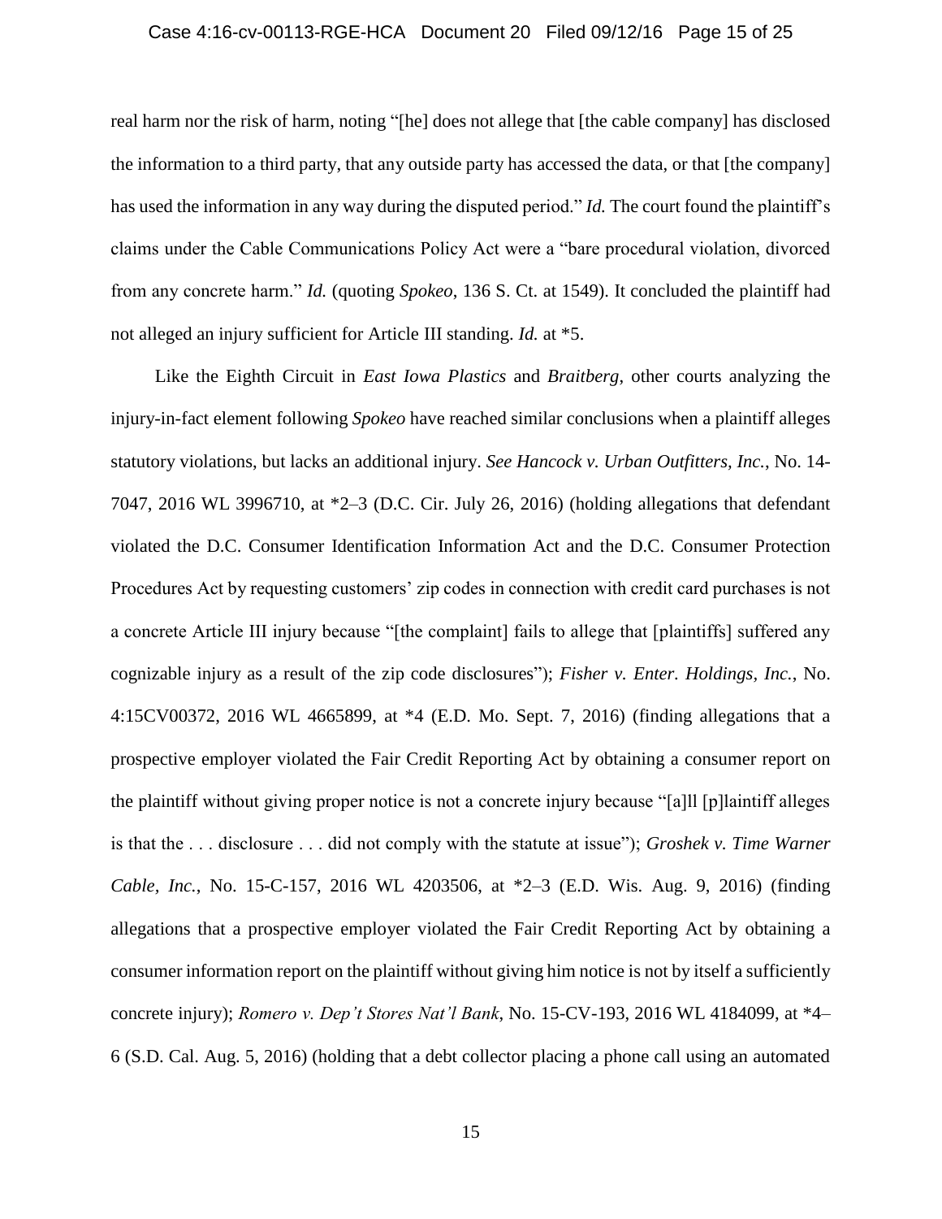real harm nor the risk of harm, noting "[he] does not allege that [the cable company] has disclosed the information to a third party, that any outside party has accessed the data, or that [the company] has used the information in any way during the disputed period." *Id.* The court found the plaintiff's claims under the Cable Communications Policy Act were a "bare procedural violation, divorced from any concrete harm." *Id.* (quoting *Spokeo*, 136 S. Ct. at 1549). It concluded the plaintiff had not alleged an injury sufficient for Article III standing. *Id.* at *5.

Like the Eighth Circuit in *East Iowa Plastics* and *Braitberg*, other courts analyzing the injury-in-fact element following *Spokeo* have reached similar conclusions when a plaintiff alleges statutory violations, but lacks an additional injury. *See Hancock v. Urban Outfitters, Inc.*, No. 14-7047, 2016 WL 3996710, at *2–3 (D.C. Cir. July 26, 2016) (holding allegations that defendant violated the D.C. Consumer Identification Information Act and the D.C. Consumer Protection Procedures Act by requesting customers' zip codes in connection with credit card purchases is not a concrete Article III injury because "[the complaint] fails to allege that [plaintiffs] suffered any cognizable injury as a result of the zip code disclosures"); *Fisher v. Enter. Holdings, Inc.*, No. 4:15CV00372, 2016 WL 4665899, at *4 (E.D. Mo. Sept. 7, 2016) (finding allegations that a prospective employer violated the Fair Credit Reporting Act by obtaining a consumer report on the plaintiff without giving proper notice is not a concrete injury because "[a]ll [p]laintiff alleges is that the . . . disclosure . . . did not comply with the statute at issue"); *Groshek v. Time Warner Cable, Inc.*, No. 15-C-157, 2016 WL 4203506, at *2–3 (E.D. Wis. Aug. 9, 2016) (finding allegations that a prospective employer violated the Fair Credit Reporting Act by obtaining a consumer information report on the plaintiff without giving him notice is not by itself a sufficiently concrete injury); *Romero v. Dep't Stores Nat'l Bank*, No. 15-CV-193, 2016 WL 4184099, at *4–6 (S.D. Cal. Aug. 5, 2016) (holding that a debt collector placing a phone call using an automated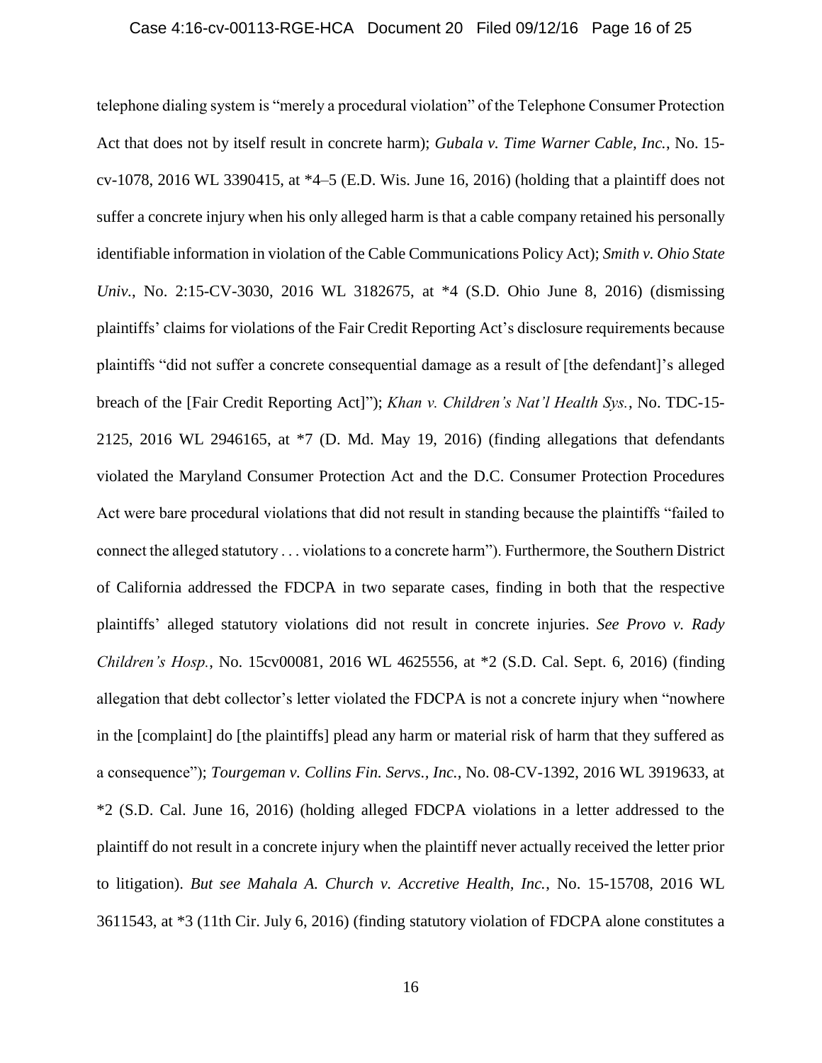telephone dialing system is "merely a procedural violation" of the Telephone Consumer Protection Act that does not by itself result in concrete harm); *Gubala v. Time Warner Cable, Inc.*, No. 15-cv-1078, 2016 WL 3390415, at *4–5 (E.D. Wis. June 16, 2016) (holding that a plaintiff does not suffer a concrete injury when his only alleged harm is that a cable company retained his personally identifiable information in violation of the Cable Communications Policy Act); *Smith v. Ohio State Univ.*, No. 2:15-CV-3030, 2016 WL 3182675, at *4 (S.D. Ohio June 8, 2016) (dismissing plaintiffs' claims for violations of the Fair Credit Reporting Act's disclosure requirements because plaintiffs "did not suffer a concrete consequential damage as a result of [the defendant]'s alleged breach of the [Fair Credit Reporting Act]"); *Khan v. Children's Nat'l Health Sys.*, No. TDC-15-2125, 2016 WL 2946165, at *7 (D. Md. May 19, 2016) (finding allegations that defendants violated the Maryland Consumer Protection Act and the D.C. Consumer Protection Procedures Act were bare procedural violations that did not result in standing because the plaintiffs "failed to connect the alleged statutory . . . violations to a concrete harm"). Furthermore, the Southern District of California addressed the FDCPA in two separate cases, finding in both that the respective plaintiffs' alleged statutory violations did not result in concrete injuries. *See Provo v. Rady Children's Hosp.*, No. 15cv00081, 2016 WL 4625556, at *2 (S.D. Cal. Sept. 6, 2016) (finding allegation that debt collector's letter violated the FDCPA is not a concrete injury when "nowhere in the [complaint] do [the plaintiffs] plead any harm or material risk of harm that they suffered as a consequence"); *Tourgeman v. Collins Fin. Servs., Inc.*, No. 08-CV-1392, 2016 WL 3919633, at *2 (S.D. Cal. June 16, 2016) (holding alleged FDCPA violations in a letter addressed to the plaintiff do not result in a concrete injury when the plaintiff never actually received the letter prior to litigation). *But see Mahala A. Church v. Accretive Health, Inc.*, No. 15-15708, 2016 WL 3611543, at *3 (11th Cir. July 6, 2016) (finding statutory violation of FDCPA alone constitutes a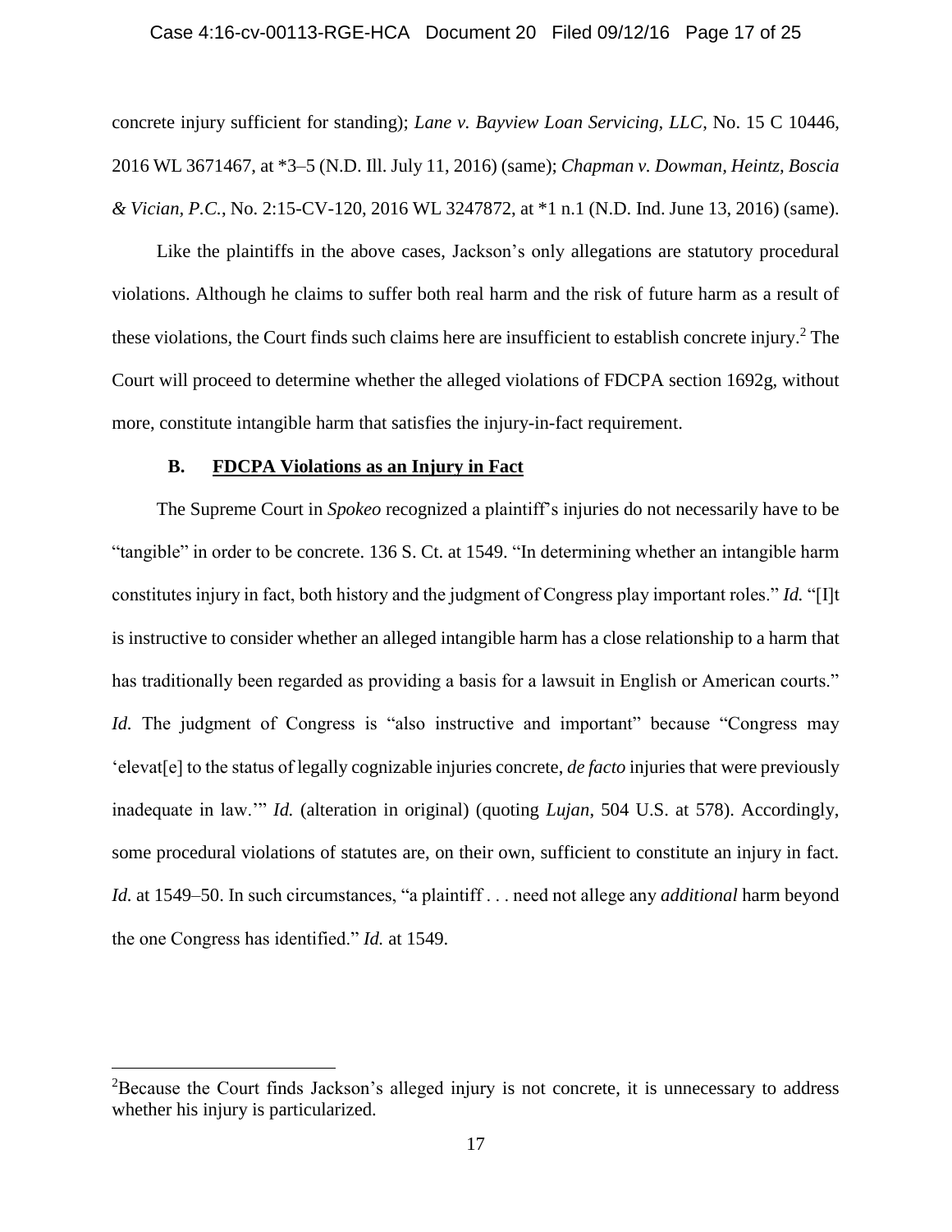concrete injury sufficient for standing); *Lane v. Bayview Loan Servicing, LLC*, No. 15 C 10446, 2016 WL 3671467, at *3–5 (N.D. Ill. July 11, 2016) (same); *Chapman v. Dowman, Heintz, Boscia & Vician, P.C.*, No. 2:15-CV-120, 2016 WL 3247872, at *1 n.1 (N.D. Ind. June 13, 2016) (same).

Like the plaintiffs in the above cases, Jackson's only allegations are statutory procedural violations. Although he claims to suffer both real harm and the risk of future harm as a result of these violations, the Court finds such claims here are insufficient to establish concrete injury.[2] The Court will proceed to determine whether the alleged violations of FDCPA section 1692g, without more, constitute intangible harm that satisfies the injury-in-fact requirement.

### B. <u>FDCPA Violations as an Injury in Fact</u>

The Supreme Court in *Spokeo* recognized a plaintiff's injuries do not necessarily have to be "tangible" in order to be concrete. 136 S. Ct. at 1549. "In determining whether an intangible harm constitutes injury in fact, both history and the judgment of Congress play important roles." *Id.* "[I]t is instructive to consider whether an alleged intangible harm has a close relationship to a harm that has traditionally been regarded as providing a basis for a lawsuit in English or American courts." *Id.* The judgment of Congress is "also instructive and important" because "Congress may 'elevat[e] to the status of legally cognizable injuries concrete, *de facto* injuries that were previously inadequate in law.'" *Id.* (alteration in original) (quoting *Lujan*, 504 U.S. at 578). Accordingly, some procedural violations of statutes are, on their own, sufficient to constitute an injury in fact. *Id.* at 1549–50. In such circumstances, "a plaintiff . . . need not allege any *additional* harm beyond the one Congress has identified." *Id.* at 1549.

---

[2]Because the Court finds Jackson's alleged injury is not concrete, it is unnecessary to address whether his injury is particularized.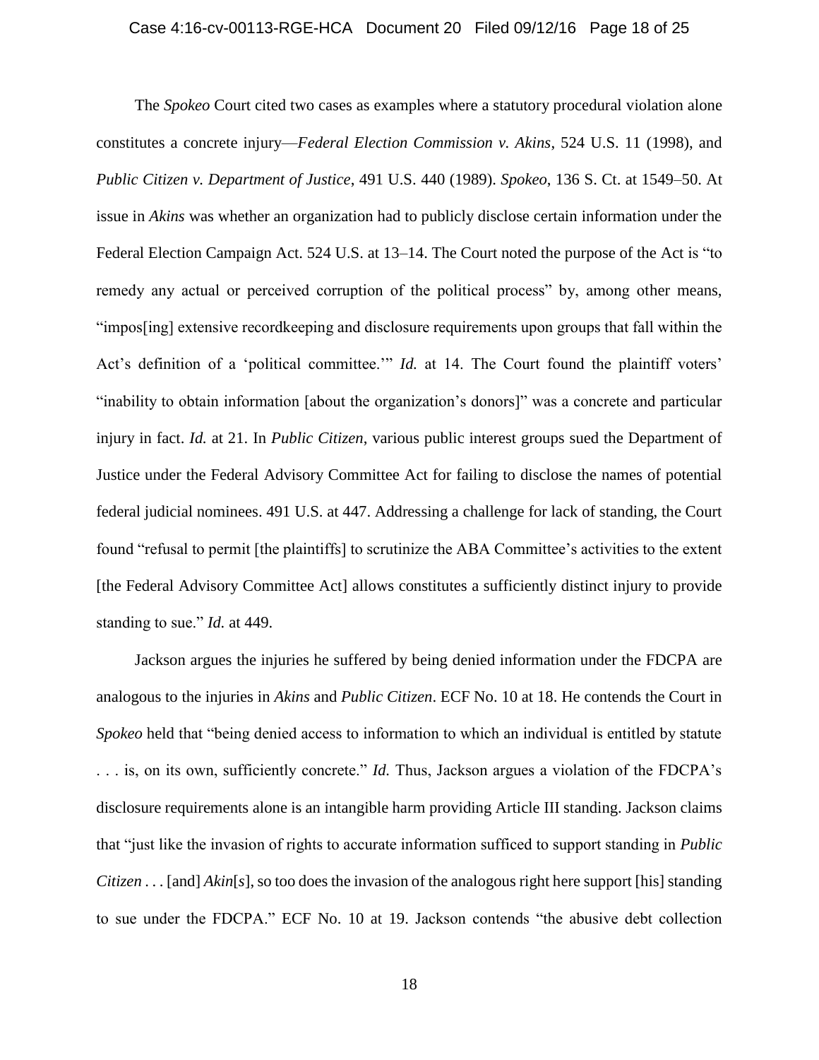The *Spokeo* Court cited two cases as examples where a statutory procedural violation alone constitutes a concrete injury—*Federal Election Commission v. Akins*, 524 U.S. 11 (1998), and *Public Citizen v. Department of Justice*, 491 U.S. 440 (1989). *Spokeo*, 136 S. Ct. at 1549–50. At issue in *Akins* was whether an organization had to publicly disclose certain information under the Federal Election Campaign Act. 524 U.S. at 13–14. The Court noted the purpose of the Act is "to remedy any actual or perceived corruption of the political process" by, among other means, "impos[ing] extensive recordkeeping and disclosure requirements upon groups that fall within the Act's definition of a 'political committee.'" *Id.* at 14. The Court found the plaintiff voters' "inability to obtain information [about the organization's donors]" was a concrete and particular injury in fact. *Id.* at 21. In *Public Citizen*, various public interest groups sued the Department of Justice under the Federal Advisory Committee Act for failing to disclose the names of potential federal judicial nominees. 491 U.S. at 447. Addressing a challenge for lack of standing, the Court found "refusal to permit [the plaintiffs] to scrutinize the ABA Committee's activities to the extent [the Federal Advisory Committee Act] allows constitutes a sufficiently distinct injury to provide standing to sue." *Id.* at 449.

Jackson argues the injuries he suffered by being denied information under the FDCPA are analogous to the injuries in *Akins* and *Public Citizen*. ECF No. 10 at 18. He contends the Court in *Spokeo* held that "being denied access to information to which an individual is entitled by statute . . . is, on its own, sufficiently concrete." *Id.* Thus, Jackson argues a violation of the FDCPA's disclosure requirements alone is an intangible harm providing Article III standing. Jackson claims that "just like the invasion of rights to accurate information sufficed to support standing in *Public Citizen* . . . [and] *Akin*[*s*], so too does the invasion of the analogous right here support [his] standing to sue under the FDCPA." ECF No. 10 at 19. Jackson contends "the abusive debt collection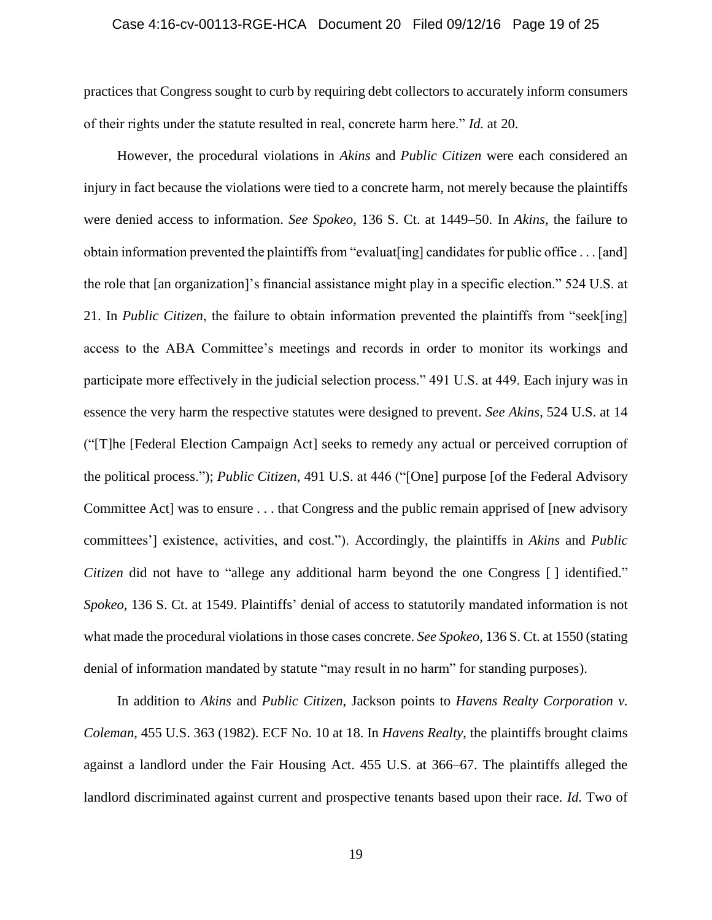practices that Congress sought to curb by requiring debt collectors to accurately inform consumers of their rights under the statute resulted in real, concrete harm here." *Id.* at 20.

However, the procedural violations in *Akins* and *Public Citizen* were each considered an injury in fact because the violations were tied to a concrete harm, not merely because the plaintiffs were denied access to information. *See Spokeo*, 136 S. Ct. at 1449–50. In *Akins*, the failure to obtain information prevented the plaintiffs from "evaluat[ing] candidates for public office . . . [and] the role that [an organization]'s financial assistance might play in a specific election." 524 U.S. at 21. In *Public Citizen*, the failure to obtain information prevented the plaintiffs from "seek[ing] access to the ABA Committee's meetings and records in order to monitor its workings and participate more effectively in the judicial selection process." 491 U.S. at 449. Each injury was in essence the very harm the respective statutes were designed to prevent. *See Akins*, 524 U.S. at 14 ("[T]he [Federal Election Campaign Act] seeks to remedy any actual or perceived corruption of the political process."); *Public Citizen*, 491 U.S. at 446 ("[One] purpose [of the Federal Advisory Committee Act] was to ensure . . . that Congress and the public remain apprised of [new advisory committees'] existence, activities, and cost."). Accordingly, the plaintiffs in *Akins* and *Public Citizen* did not have to "allege any additional harm beyond the one Congress [ ] identified." *Spokeo*, 136 S. Ct. at 1549. Plaintiffs' denial of access to statutorily mandated information is not what made the procedural violations in those cases concrete. *See Spokeo*, 136 S. Ct. at 1550 (stating denial of information mandated by statute "may result in no harm" for standing purposes).

In addition to *Akins* and *Public Citizen*, Jackson points to *Havens Realty Corporation v. Coleman*, 455 U.S. 363 (1982). ECF No. 10 at 18. In *Havens Realty*, the plaintiffs brought claims against a landlord under the Fair Housing Act. 455 U.S. at 366–67. The plaintiffs alleged the landlord discriminated against current and prospective tenants based upon their race. *Id.* Two of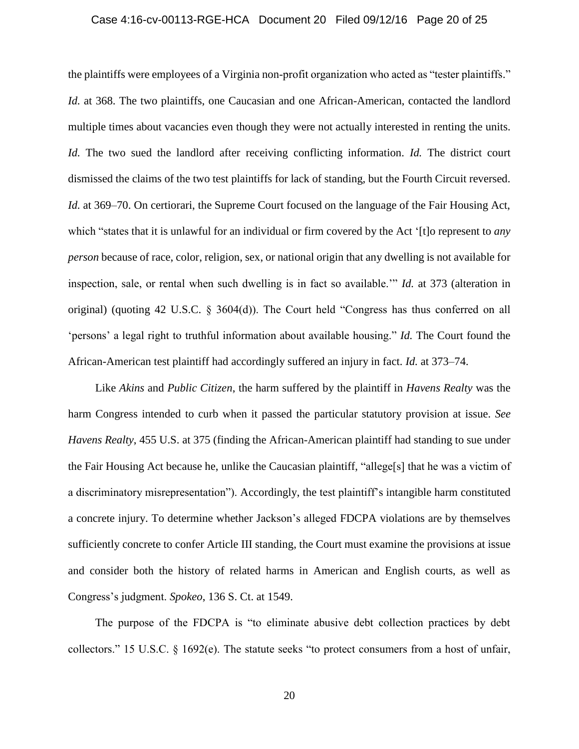the plaintiffs were employees of a Virginia non-profit organization who acted as "tester plaintiffs." *Id.* at 368. The two plaintiffs, one Caucasian and one African-American, contacted the landlord multiple times about vacancies even though they were not actually interested in renting the units. *Id.* The two sued the landlord after receiving conflicting information. *Id.* The district court dismissed the claims of the two test plaintiffs for lack of standing, but the Fourth Circuit reversed. *Id.* at 369–70. On certiorari, the Supreme Court focused on the language of the Fair Housing Act, which "states that it is unlawful for an individual or firm covered by the Act '[t]o represent to *any person* because of race, color, religion, sex, or national origin that any dwelling is not available for inspection, sale, or rental when such dwelling is in fact so available.'" *Id.* at 373 (alteration in original) (quoting 42 U.S.C. § 3604(d)). The Court held "Congress has thus conferred on all 'persons' a legal right to truthful information about available housing." *Id.* The Court found the African-American test plaintiff had accordingly suffered an injury in fact. *Id.* at 373–74.

Like *Akins* and *Public Citizen*, the harm suffered by the plaintiff in *Havens Realty* was the harm Congress intended to curb when it passed the particular statutory provision at issue. *See Havens Realty*, 455 U.S. at 375 (finding the African-American plaintiff had standing to sue under the Fair Housing Act because he, unlike the Caucasian plaintiff, "allege[s] that he was a victim of a discriminatory misrepresentation"). Accordingly, the test plaintiff's intangible harm constituted a concrete injury. To determine whether Jackson's alleged FDCPA violations are by themselves sufficiently concrete to confer Article III standing, the Court must examine the provisions at issue and consider both the history of related harms in American and English courts, as well as Congress's judgment. *Spokeo*, 136 S. Ct. at 1549.

The purpose of the FDCPA is "to eliminate abusive debt collection practices by debt collectors." 15 U.S.C. § 1692(e). The statute seeks "to protect consumers from a host of unfair,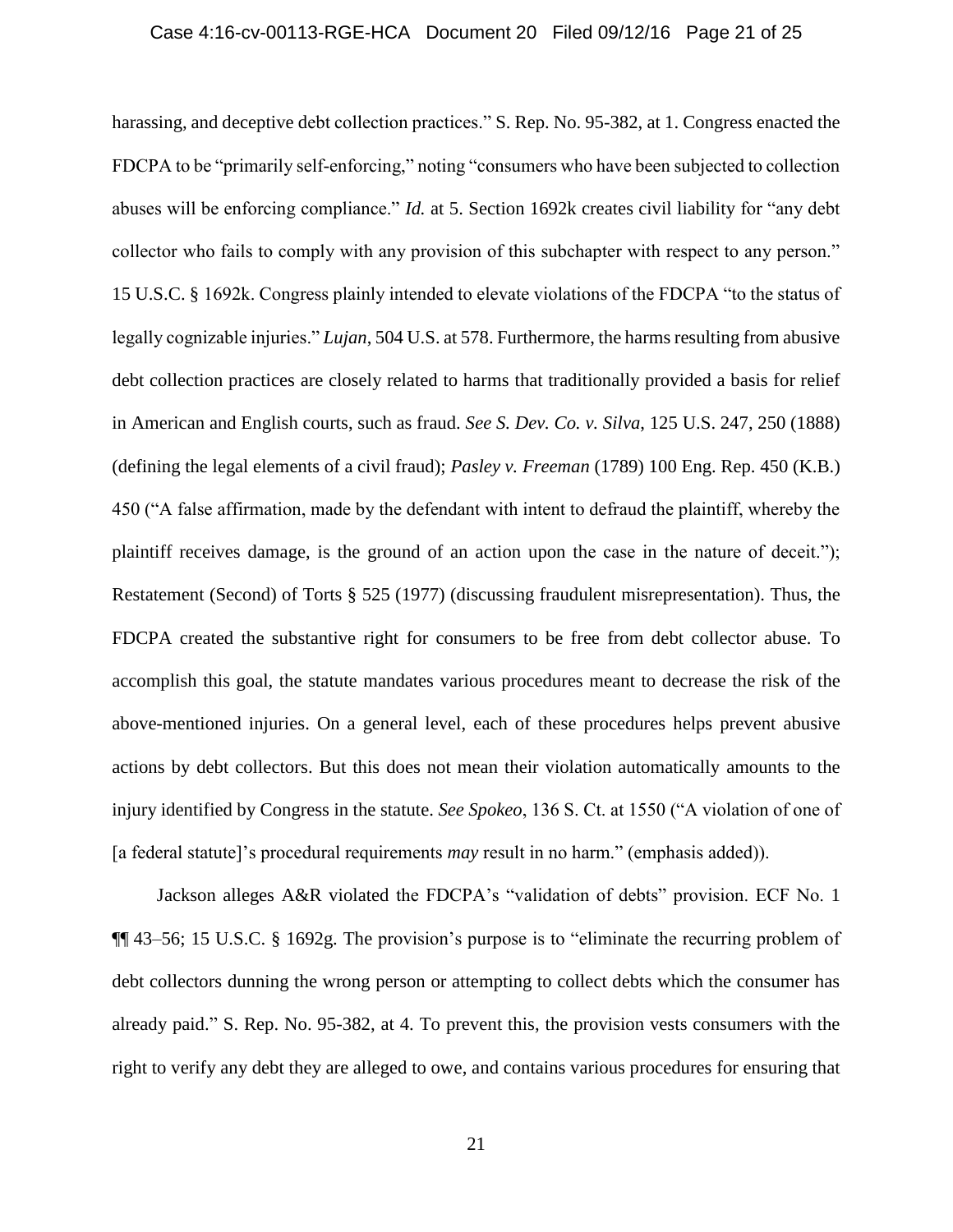harassing, and deceptive debt collection practices." S. Rep. No. 95-382, at 1. Congress enacted the FDCPA to be "primarily self-enforcing," noting "consumers who have been subjected to collection abuses will be enforcing compliance." *Id.* at 5. Section 1692k creates civil liability for "any debt collector who fails to comply with any provision of this subchapter with respect to any person." 15 U.S.C. § 1692k. Congress plainly intended to elevate violations of the FDCPA "to the status of legally cognizable injuries." *Lujan*, 504 U.S. at 578. Furthermore, the harms resulting from abusive debt collection practices are closely related to harms that traditionally provided a basis for relief in American and English courts, such as fraud. *See S. Dev. Co. v. Silva*, 125 U.S. 247, 250 (1888) (defining the legal elements of a civil fraud); *Pasley v. Freeman* (1789) 100 Eng. Rep. 450 (K.B.) 450 ("A false affirmation, made by the defendant with intent to defraud the plaintiff, whereby the plaintiff receives damage, is the ground of an action upon the case in the nature of deceit."); Restatement (Second) of Torts § 525 (1977) (discussing fraudulent misrepresentation). Thus, the FDCPA created the substantive right for consumers to be free from debt collector abuse. To accomplish this goal, the statute mandates various procedures meant to decrease the risk of the above-mentioned injuries. On a general level, each of these procedures helps prevent abusive actions by debt collectors. But this does not mean their violation automatically amounts to the injury identified by Congress in the statute. *See Spokeo*, 136 S. Ct. at 1550 ("A violation of one of [a federal statute]'s procedural requirements *may* result in no harm." (emphasis added)).

Jackson alleges A&R violated the FDCPA's "validation of debts" provision. ECF No. 1 ¶¶ 43–56; 15 U.S.C. § 1692g. The provision's purpose is to "eliminate the recurring problem of debt collectors dunning the wrong person or attempting to collect debts which the consumer has already paid." S. Rep. No. 95-382, at 4. To prevent this, the provision vests consumers with the right to verify any debt they are alleged to owe, and contains various procedures for ensuring that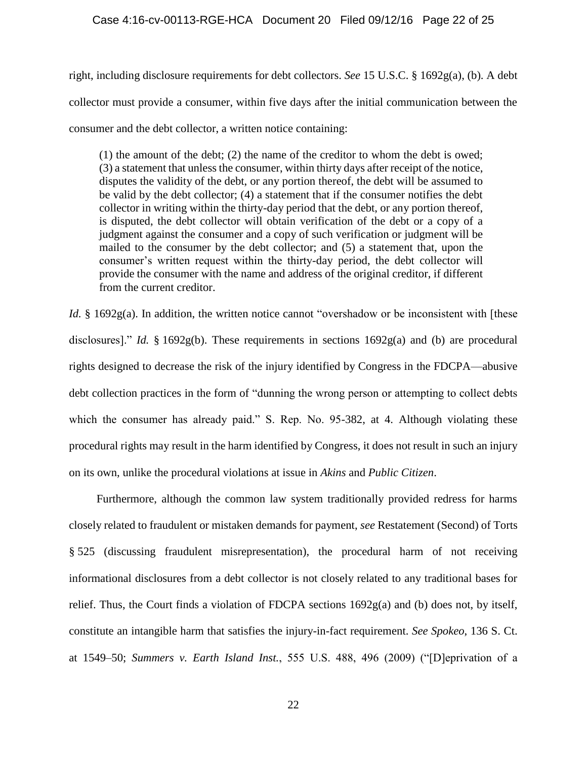right, including disclosure requirements for debt collectors. *See* 15 U.S.C. § 1692g(a), (b). A debt collector must provide a consumer, within five days after the initial communication between the consumer and the debt collector, a written notice containing:

> (1) the amount of the debt; (2) the name of the creditor to whom the debt is owed; (3) a statement that unless the consumer, within thirty days after receipt of the notice, disputes the validity of the debt, or any portion thereof, the debt will be assumed to be valid by the debt collector; (4) a statement that if the consumer notifies the debt collector in writing within the thirty-day period that the debt, or any portion thereof, is disputed, the debt collector will obtain verification of the debt or a copy of a judgment against the consumer and a copy of such verification or judgment will be mailed to the consumer by the debt collector; and (5) a statement that, upon the consumer's written request within the thirty-day period, the debt collector will provide the consumer with the name and address of the original creditor, if different from the current creditor.

*Id.* § 1692g(a). In addition, the written notice cannot "overshadow or be inconsistent with [these disclosures]." *Id.* § 1692g(b). These requirements in sections 1692g(a) and (b) are procedural rights designed to decrease the risk of the injury identified by Congress in the FDCPA—abusive debt collection practices in the form of "dunning the wrong person or attempting to collect debts which the consumer has already paid." S. Rep. No. 95-382, at 4. Although violating these procedural rights may result in the harm identified by Congress, it does not result in such an injury on its own, unlike the procedural violations at issue in *Akins* and *Public Citizen*.

Furthermore, although the common law system traditionally provided redress for harms closely related to fraudulent or mistaken demands for payment, *see* Restatement (Second) of Torts § 525 (discussing fraudulent misrepresentation), the procedural harm of not receiving informational disclosures from a debt collector is not closely related to any traditional bases for relief. Thus, the Court finds a violation of FDCPA sections 1692g(a) and (b) does not, by itself, constitute an intangible harm that satisfies the injury-in-fact requirement. *See Spokeo*, 136 S. Ct. at 1549–50; *Summers v. Earth Island Inst.*, 555 U.S. 488, 496 (2009) ("[D]eprivation of a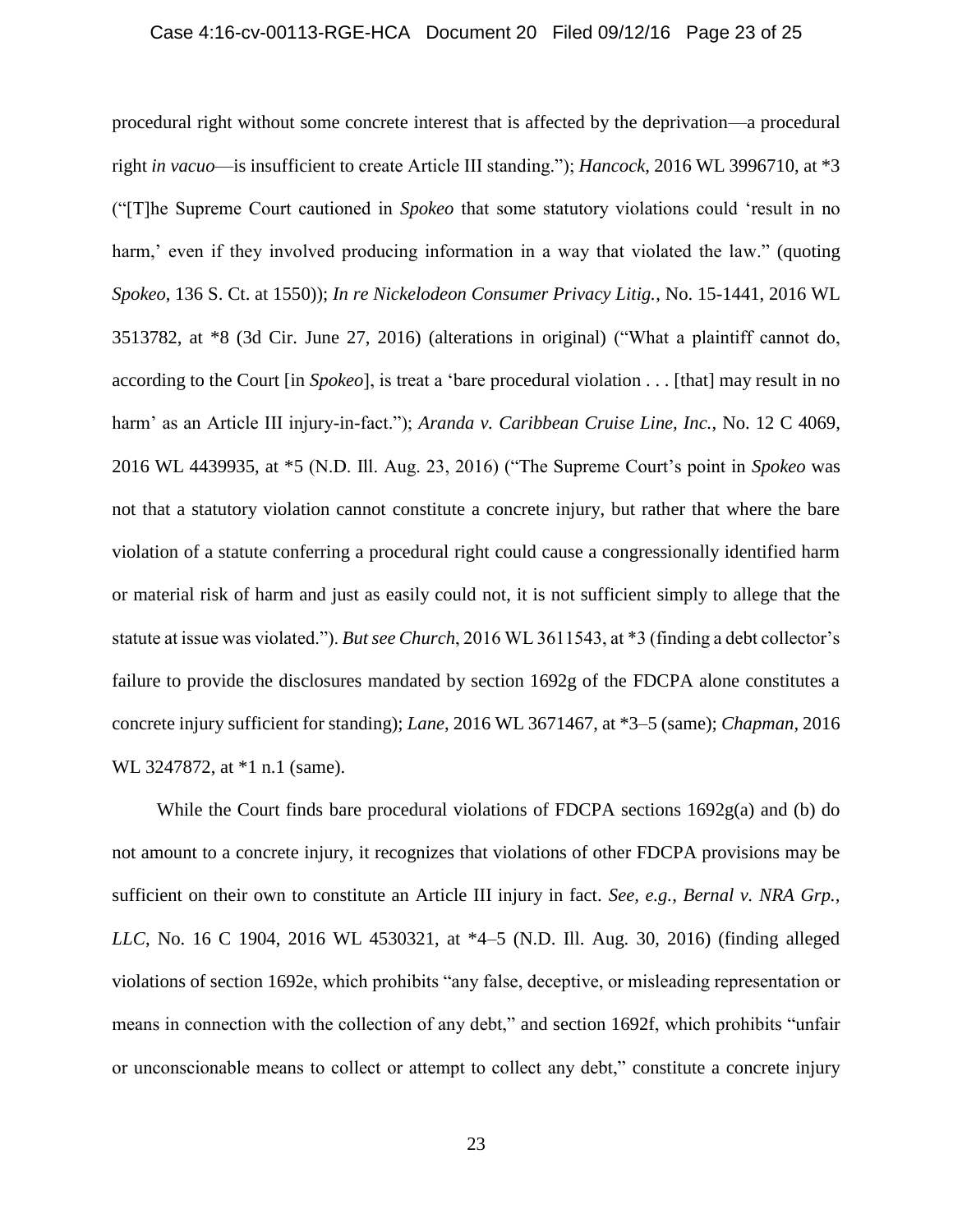procedural right without some concrete interest that is affected by the deprivation—a procedural right *in vacuo*—is insufficient to create Article III standing."); *Hancock*, 2016 WL 3996710, at *3 ("[T]he Supreme Court cautioned in *Spokeo* that some statutory violations could 'result in no harm,' even if they involved producing information in a way that violated the law." (quoting *Spokeo*, 136 S. Ct. at 1550)); *In re Nickelodeon Consumer Privacy Litig.*, No. 15-1441, 2016 WL 3513782, at *8 (3d Cir. June 27, 2016) (alterations in original) ("What a plaintiff cannot do, according to the Court [in *Spokeo*], is treat a 'bare procedural violation . . . [that] may result in no harm' as an Article III injury-in-fact."); *Aranda v. Caribbean Cruise Line, Inc.*, No. 12 C 4069, 2016 WL 4439935, at *5 (N.D. Ill. Aug. 23, 2016) ("The Supreme Court's point in *Spokeo* was not that a statutory violation cannot constitute a concrete injury, but rather that where the bare violation of a statute conferring a procedural right could cause a congressionally identified harm or material risk of harm and just as easily could not, it is not sufficient simply to allege that the statute at issue was violated."). *But see Church*, 2016 WL 3611543, at *3 (finding a debt collector's failure to provide the disclosures mandated by section 1692g of the FDCPA alone constitutes a concrete injury sufficient for standing); *Lane*, 2016 WL 3671467, at *3–5 (same); *Chapman*, 2016 WL 3247872, at *1 n.1 (same).

While the Court finds bare procedural violations of FDCPA sections 1692g(a) and (b) do not amount to a concrete injury, it recognizes that violations of other FDCPA provisions may be sufficient on their own to constitute an Article III injury in fact. *See, e.g.*, *Bernal v. NRA Grp., LLC*, No. 16 C 1904, 2016 WL 4530321, at *4–5 (N.D. Ill. Aug. 30, 2016) (finding alleged violations of section 1692e, which prohibits "any false, deceptive, or misleading representation or means in connection with the collection of any debt," and section 1692f, which prohibits "unfair or unconscionable means to collect or attempt to collect any debt," constitute a concrete injury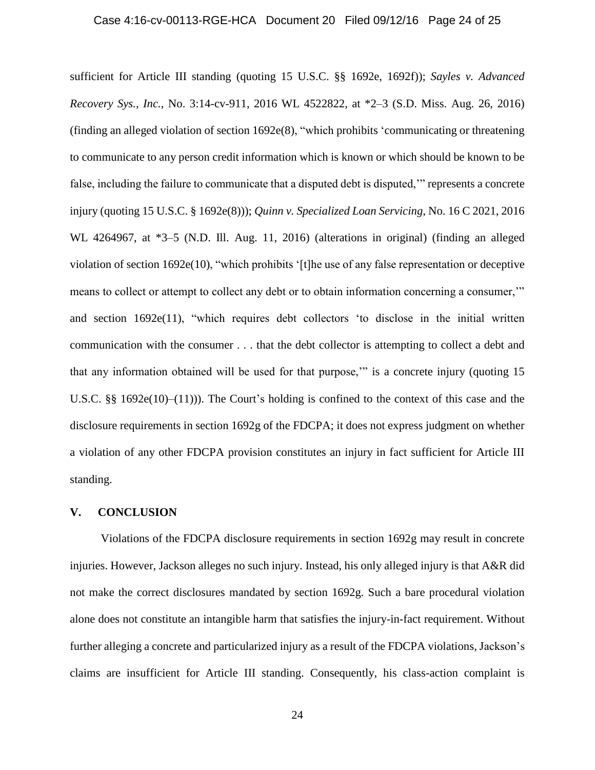sufficient for Article III standing (quoting 15 U.S.C. §§ 1692e, 1692f)); *Sayles v. Advanced Recovery Sys., Inc.*, No. 3:14-cv-911, 2016 WL 4522822, at *2–3 (S.D. Miss. Aug. 26, 2016) (finding an alleged violation of section 1692e(8), "which prohibits 'communicating or threatening to communicate to any person credit information which is known or which should be known to be false, including the failure to communicate that a disputed debt is disputed,'" represents a concrete injury (quoting 15 U.S.C. § 1692e(8))); *Quinn v. Specialized Loan Servicing*, No. 16 C 2021, 2016 WL 4264967, at *3–5 (N.D. Ill. Aug. 11, 2016) (alterations in original) (finding an alleged violation of section 1692e(10), "which prohibits '[t]he use of any false representation or deceptive means to collect or attempt to collect any debt or to obtain information concerning a consumer,'" and section 1692e(11), "which requires debt collectors 'to disclose in the initial written communication with the consumer . . . that the debt collector is attempting to collect a debt and that any information obtained will be used for that purpose,'" is a concrete injury (quoting 15 U.S.C. §§ 1692e(10)–(11))). The Court's holding is confined to the context of this case and the disclosure requirements in section 1692g of the FDCPA; it does not express judgment on whether a violation of any other FDCPA provision constitutes an injury in fact sufficient for Article III standing.

## V. CONCLUSION

Violations of the FDCPA disclosure requirements in section 1692g may result in concrete injuries. However, Jackson alleges no such injury. Instead, his only alleged injury is that A&R did not make the correct disclosures mandated by section 1692g. Such a bare procedural violation alone does not constitute an intangible harm that satisfies the injury-in-fact requirement. Without further alleging a concrete and particularized injury as a result of the FDCPA violations, Jackson's claims are insufficient for Article III standing. Consequently, his class-action complaint is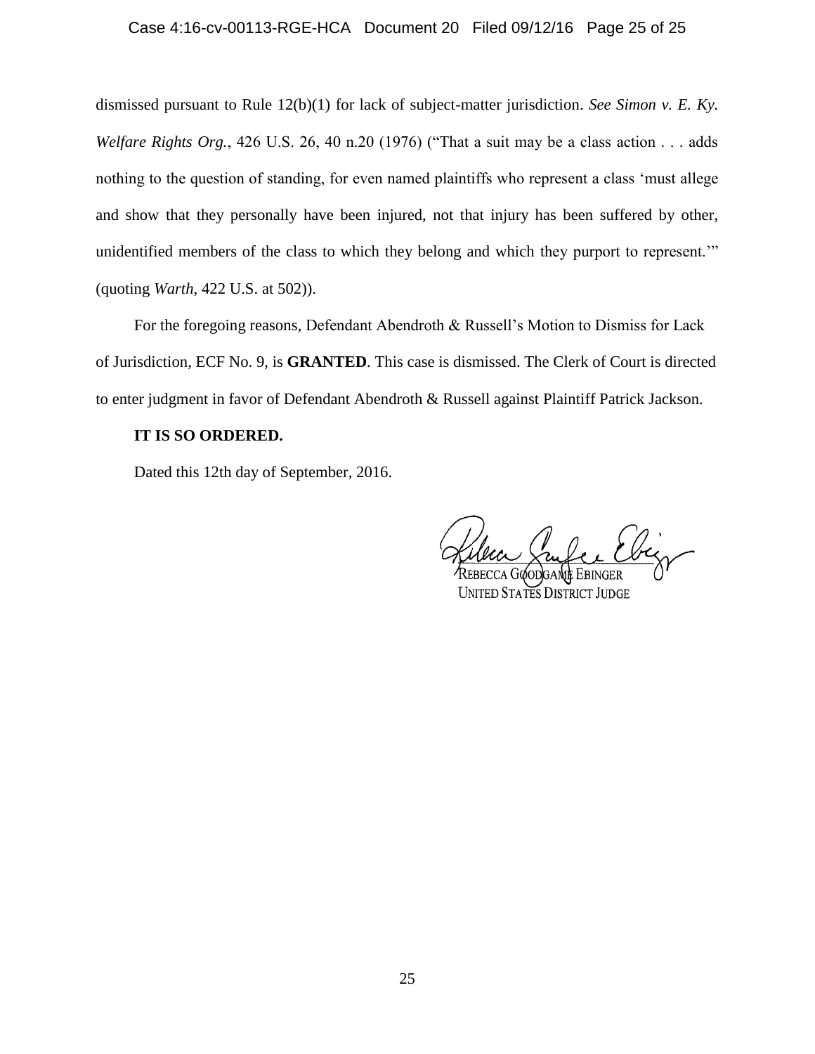dismissed pursuant to Rule 12(b)(1) for lack of subject-matter jurisdiction. *See Simon v. E. Ky. Welfare Rights Org.*, 426 U.S. 26, 40 n.20 (1976) ("That a suit may be a class action . . . adds nothing to the question of standing, for even named plaintiffs who represent a class 'must allege and show that they personally have been injured, not that injury has been suffered by other, unidentified members of the class to which they belong and which they purport to represent.'" (quoting *Warth*, 422 U.S. at 502)).

For the foregoing reasons, Defendant Abendroth & Russell's Motion to Dismiss for Lack of Jurisdiction, ECF No. 9, is **GRANTED**. This case is dismissed. The Clerk of Court is directed to enter judgment in favor of Defendant Abendroth & Russell against Plaintiff Patrick Jackson.

**IT IS SO ORDERED.**

Dated this 12th day of September, 2016.

REBECCA GOODGAME EBINGER
UNITED STATES DISTRICT JUDGE